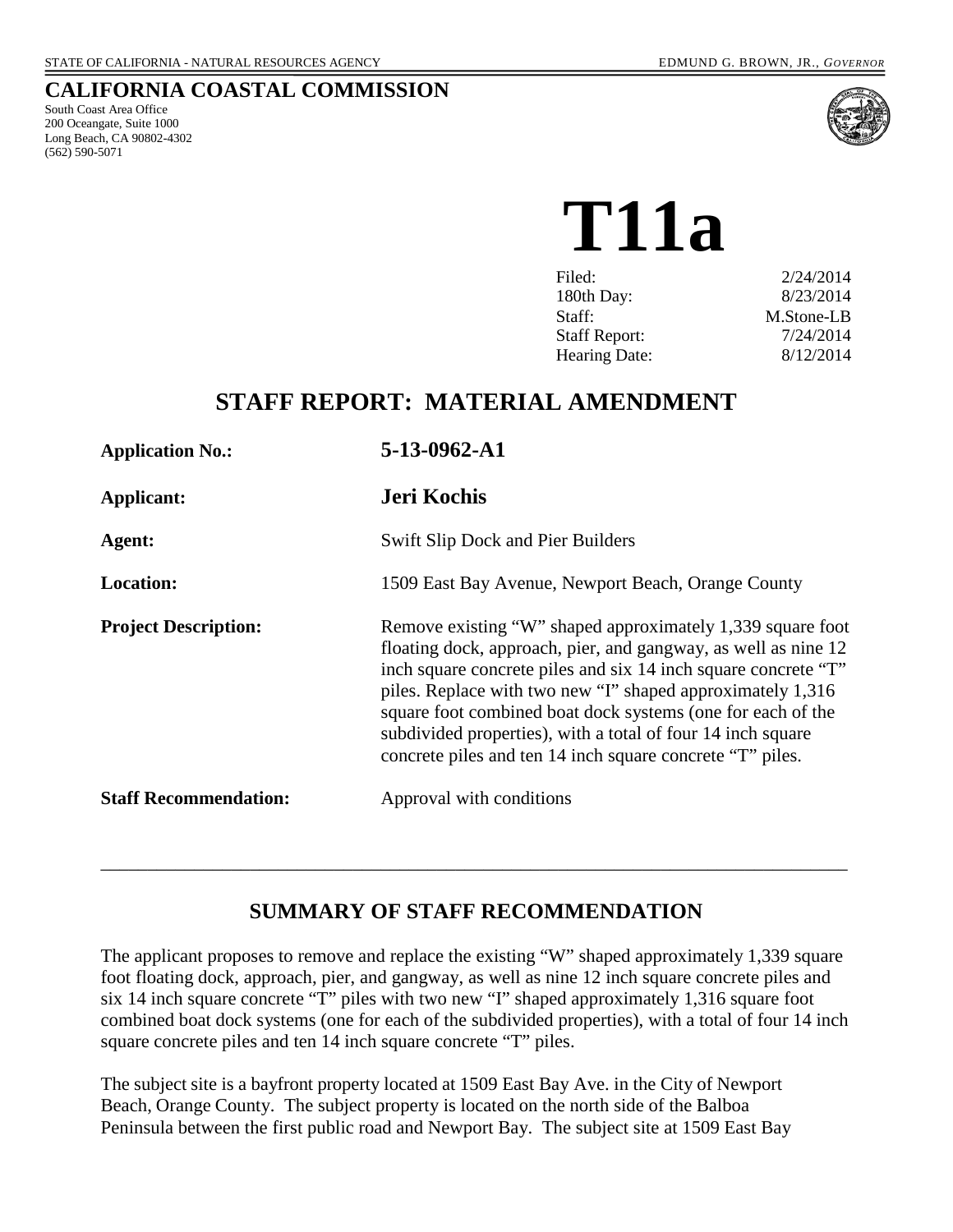STATE OF CALIFORNIA - NATURAL RESOURCES AGENCY EDMUND G. BROWN, JR., *GOVERNOR*

## CALIFORNIA COASTAL COMMISSION

South Coast Area Office
200 Oceangate, Suite 1000
Long Beach, CA 90802-4302
(562) 590-5071

# T11a

| | |
|---|---|
| Filed: | 2/24/2014 |
| 180th Day: | 8/23/2014 |
| Staff: | M.Stone-LB |
| Staff Report: | 7/24/2014 |
| Hearing Date: | 8/12/2014 |

## STAFF REPORT: MATERIAL AMENDMENT

**Application No.:** **5-13-0962-A1**

**Applicant:** **Jeri Kochis**

**Agent:** Swift Slip Dock and Pier Builders

**Location:** 1509 East Bay Avenue, Newport Beach, Orange County

**Project Description:** Remove existing "W" shaped approximately 1,339 square foot floating dock, approach, pier, and gangway, as well as nine 12 inch square concrete piles and six 14 inch square concrete "T" piles. Replace with two new "I" shaped approximately 1,316 square foot combined boat dock systems (one for each of the subdivided properties), with a total of four 14 inch square concrete piles and ten 14 inch square concrete "T" piles.

**Staff Recommendation:** Approval with conditions

---

## SUMMARY OF STAFF RECOMMENDATION

The applicant proposes to remove and replace the existing "W" shaped approximately 1,339 square foot floating dock, approach, pier, and gangway, as well as nine 12 inch square concrete piles and six 14 inch square concrete "T" piles with two new "I" shaped approximately 1,316 square foot combined boat dock systems (one for each of the subdivided properties), with a total of four 14 inch square concrete piles and ten 14 inch square concrete "T" piles.

The subject site is a bayfront property located at 1509 East Bay Ave. in the City of Newport Beach, Orange County. The subject property is located on the north side of the Balboa Peninsula between the first public road and Newport Bay. The subject site at 1509 East Bay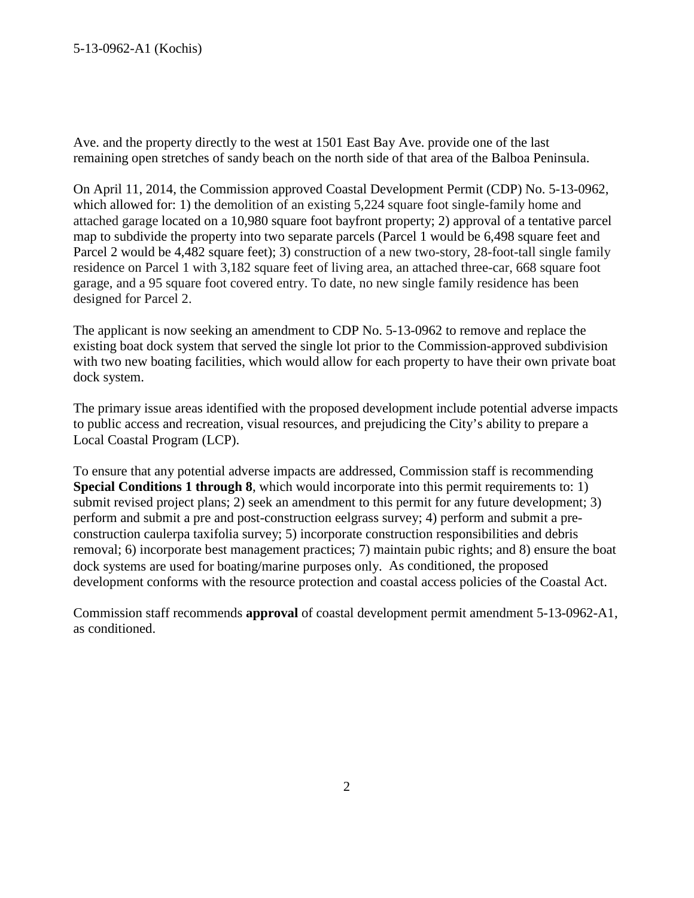Ave. and the property directly to the west at 1501 East Bay Ave. provide one of the last remaining open stretches of sandy beach on the north side of that area of the Balboa Peninsula.

On April 11, 2014, the Commission approved Coastal Development Permit (CDP) No. 5-13-0962, which allowed for: 1) the demolition of an existing 5,224 square foot single-family home and attached garage located on a 10,980 square foot bayfront property; 2) approval of a tentative parcel map to subdivide the property into two separate parcels (Parcel 1 would be 6,498 square feet and Parcel 2 would be 4,482 square feet); 3) construction of a new two-story, 28-foot-tall single family residence on Parcel 1 with 3,182 square feet of living area, an attached three-car, 668 square foot garage, and a 95 square foot covered entry. To date, no new single family residence has been designed for Parcel 2.

The applicant is now seeking an amendment to CDP No. 5-13-0962 to remove and replace the existing boat dock system that served the single lot prior to the Commission-approved subdivision with two new boating facilities, which would allow for each property to have their own private boat dock system.

The primary issue areas identified with the proposed development include potential adverse impacts to public access and recreation, visual resources, and prejudicing the City's ability to prepare a Local Coastal Program (LCP).

To ensure that any potential adverse impacts are addressed, Commission staff is recommending **Special Conditions 1 through 8**, which would incorporate into this permit requirements to: 1) submit revised project plans; 2) seek an amendment to this permit for any future development; 3) perform and submit a pre and post-construction eelgrass survey; 4) perform and submit a pre-construction caulerpa taxifolia survey; 5) incorporate construction responsibilities and debris removal; 6) incorporate best management practices; 7) maintain pubic rights; and 8) ensure the boat dock systems are used for boating/marine purposes only. As conditioned, the proposed development conforms with the resource protection and coastal access policies of the Coastal Act.

Commission staff recommends **approval** of coastal development permit amendment 5-13-0962-A1, as conditioned.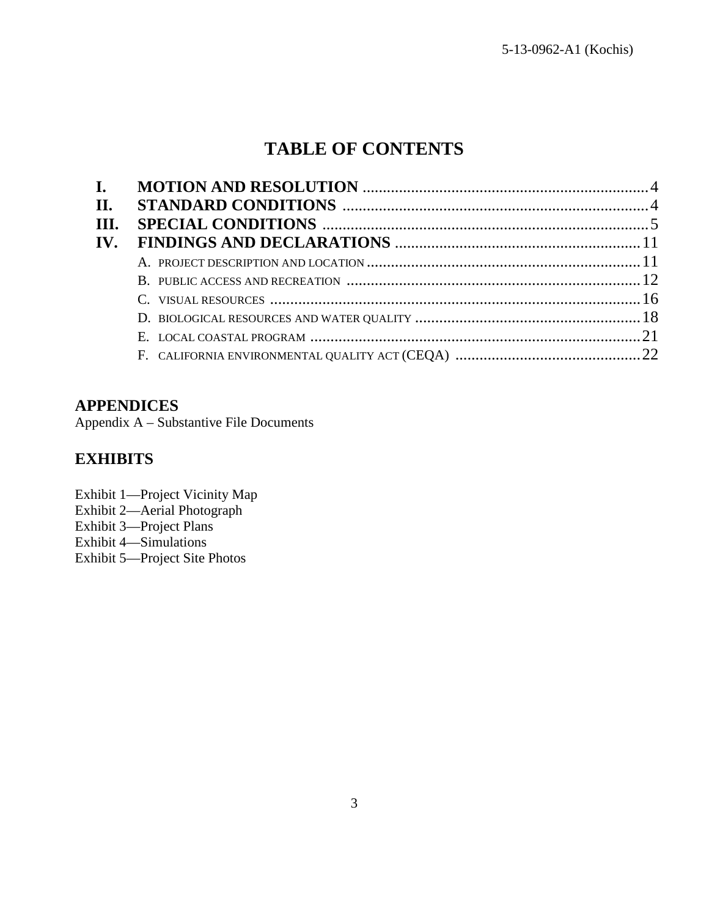# TABLE OF CONTENTS

| | | |
|---|---|---|
| **I.** | **MOTION AND RESOLUTION** | 4 |
| **II.** | **STANDARD CONDITIONS** | 4 |
| **III.** | **SPECIAL CONDITIONS** | 5 |
| **IV.** | **FINDINGS AND DECLARATIONS** | 11 |
| | A. PROJECT DESCRIPTION AND LOCATION | 11 |
| | B. PUBLIC ACCESS AND RECREATION | 12 |
| | C. VISUAL RESOURCES | 16 |
| | D. BIOLOGICAL RESOURCES AND WATER QUALITY | 18 |
| | E. LOCAL COASTAL PROGRAM | 21 |
| | F. CALIFORNIA ENVIRONMENTAL QUALITY ACT (CEQA) | 22 |

## APPENDICES

Appendix A – Substantive File Documents

## EXHIBITS

Exhibit 1—Project Vicinity Map
Exhibit 2—Aerial Photograph
Exhibit 3—Project Plans
Exhibit 4—Simulations
Exhibit 5—Project Site Photos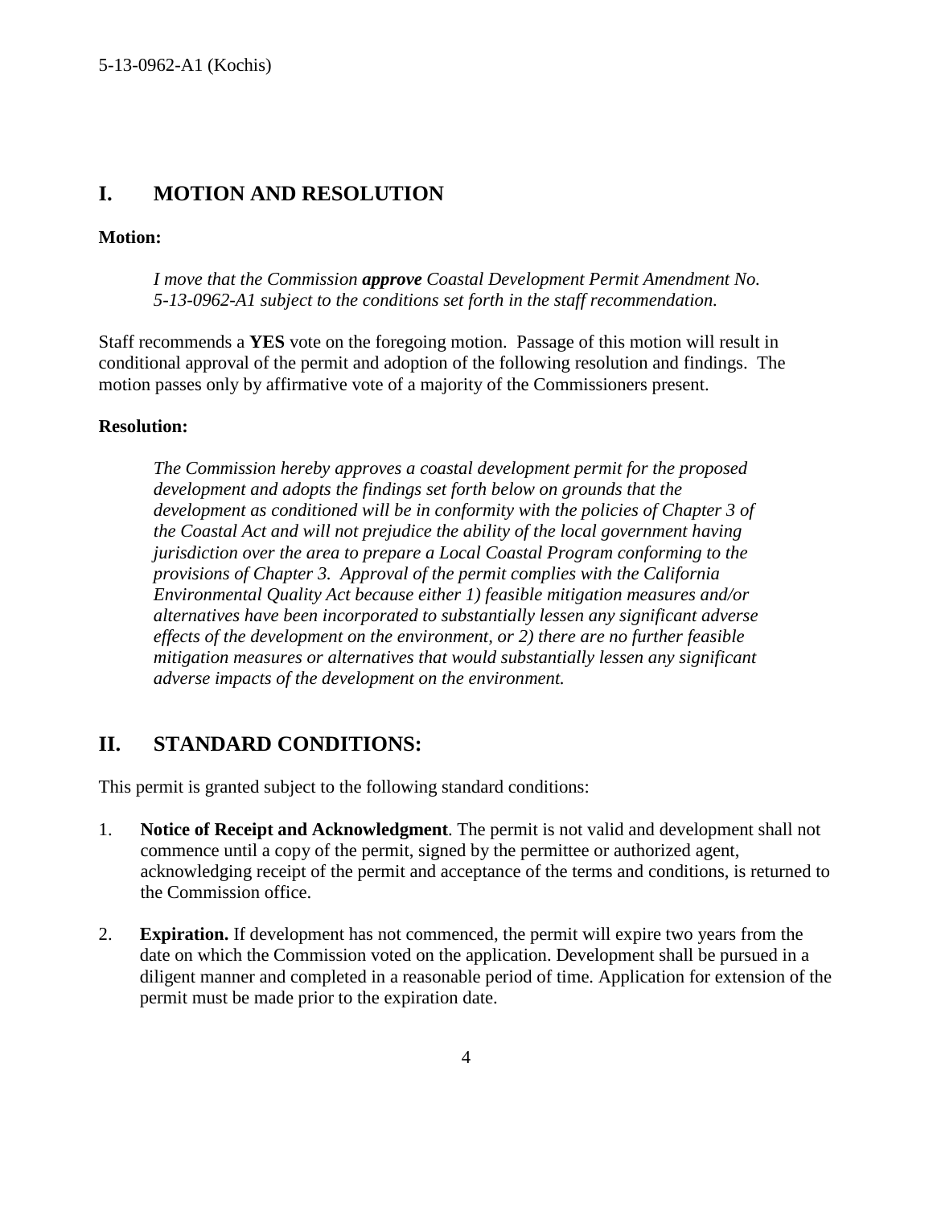## I. MOTION AND RESOLUTION

**Motion:**

> *I move that the Commission* ***approve*** *Coastal Development Permit Amendment No. 5-13-0962-A1 subject to the conditions set forth in the staff recommendation.*

Staff recommends a **YES** vote on the foregoing motion. Passage of this motion will result in conditional approval of the permit and adoption of the following resolution and findings. The motion passes only by affirmative vote of a majority of the Commissioners present.

**Resolution:**

> *The Commission hereby approves a coastal development permit for the proposed development and adopts the findings set forth below on grounds that the development as conditioned will be in conformity with the policies of Chapter 3 of the Coastal Act and will not prejudice the ability of the local government having jurisdiction over the area to prepare a Local Coastal Program conforming to the provisions of Chapter 3. Approval of the permit complies with the California Environmental Quality Act because either 1) feasible mitigation measures and/or alternatives have been incorporated to substantially lessen any significant adverse effects of the development on the environment, or 2) there are no further feasible mitigation measures or alternatives that would substantially lessen any significant adverse impacts of the development on the environment.*

## II. STANDARD CONDITIONS:

This permit is granted subject to the following standard conditions:

1. **Notice of Receipt and Acknowledgment**. The permit is not valid and development shall not commence until a copy of the permit, signed by the permittee or authorized agent, acknowledging receipt of the permit and acceptance of the terms and conditions, is returned to the Commission office.

2. **Expiration.** If development has not commenced, the permit will expire two years from the date on which the Commission voted on the application. Development shall be pursued in a diligent manner and completed in a reasonable period of time. Application for extension of the permit must be made prior to the expiration date.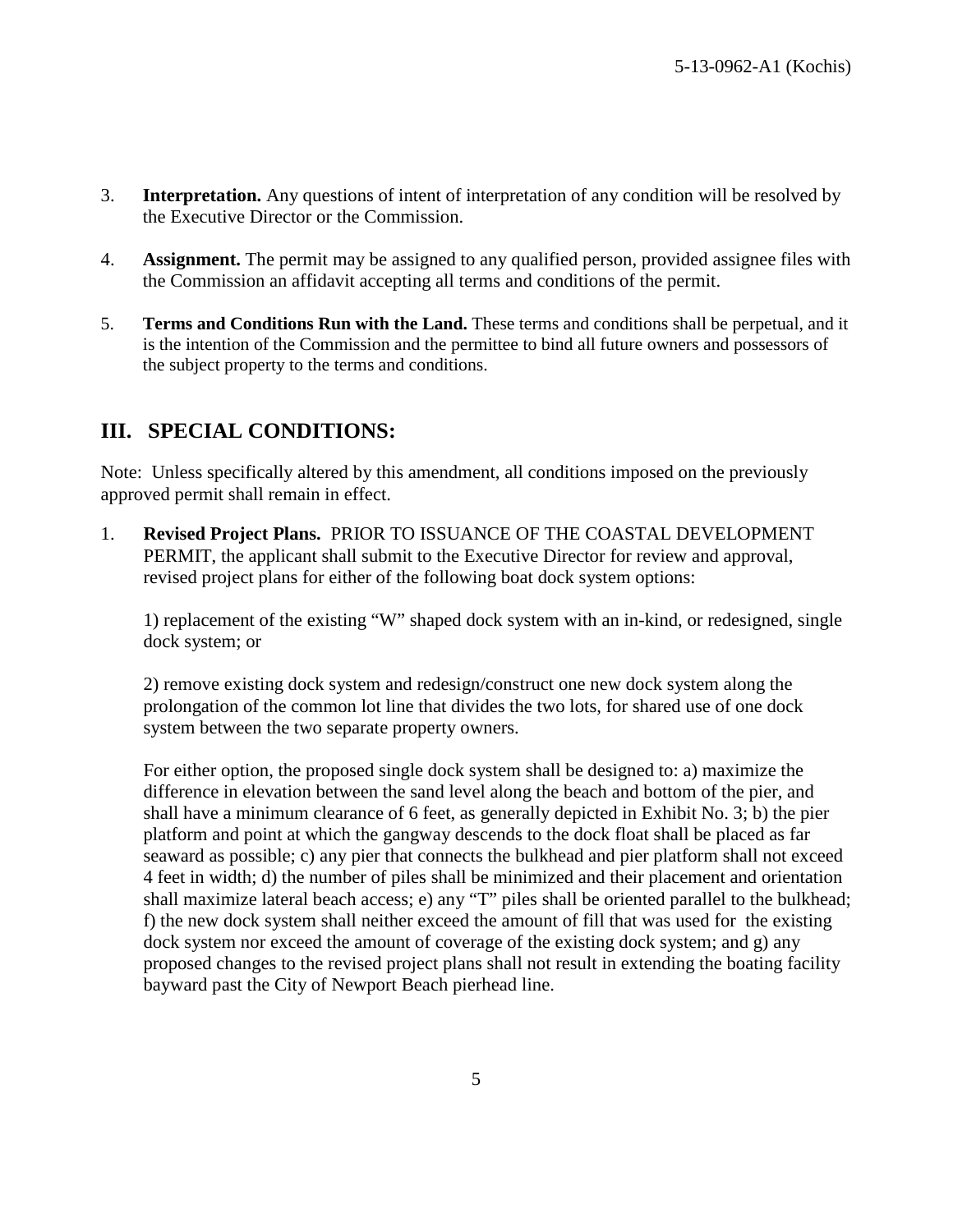3. **Interpretation.** Any questions of intent of interpretation of any condition will be resolved by the Executive Director or the Commission.

4. **Assignment.** The permit may be assigned to any qualified person, provided assignee files with the Commission an affidavit accepting all terms and conditions of the permit.

5. **Terms and Conditions Run with the Land.** These terms and conditions shall be perpetual, and it is the intention of the Commission and the permittee to bind all future owners and possessors of the subject property to the terms and conditions.

## III. SPECIAL CONDITIONS:

Note: Unless specifically altered by this amendment, all conditions imposed on the previously approved permit shall remain in effect.

1. **Revised Project Plans.** PRIOR TO ISSUANCE OF THE COASTAL DEVELOPMENT PERMIT, the applicant shall submit to the Executive Director for review and approval, revised project plans for either of the following boat dock system options:

   1) replacement of the existing "W" shaped dock system with an in-kind, or redesigned, single dock system; or

   2) remove existing dock system and redesign/construct one new dock system along the prolongation of the common lot line that divides the two lots, for shared use of one dock system between the two separate property owners.

   For either option, the proposed single dock system shall be designed to: a) maximize the difference in elevation between the sand level along the beach and bottom of the pier, and shall have a minimum clearance of 6 feet, as generally depicted in Exhibit No. 3; b) the pier platform and point at which the gangway descends to the dock float shall be placed as far seaward as possible; c) any pier that connects the bulkhead and pier platform shall not exceed 4 feet in width; d) the number of piles shall be minimized and their placement and orientation shall maximize lateral beach access; e) any "T" piles shall be oriented parallel to the bulkhead; f) the new dock system shall neither exceed the amount of fill that was used for the existing dock system nor exceed the amount of coverage of the existing dock system; and g) any proposed changes to the revised project plans shall not result in extending the boating facility bayward past the City of Newport Beach pierhead line.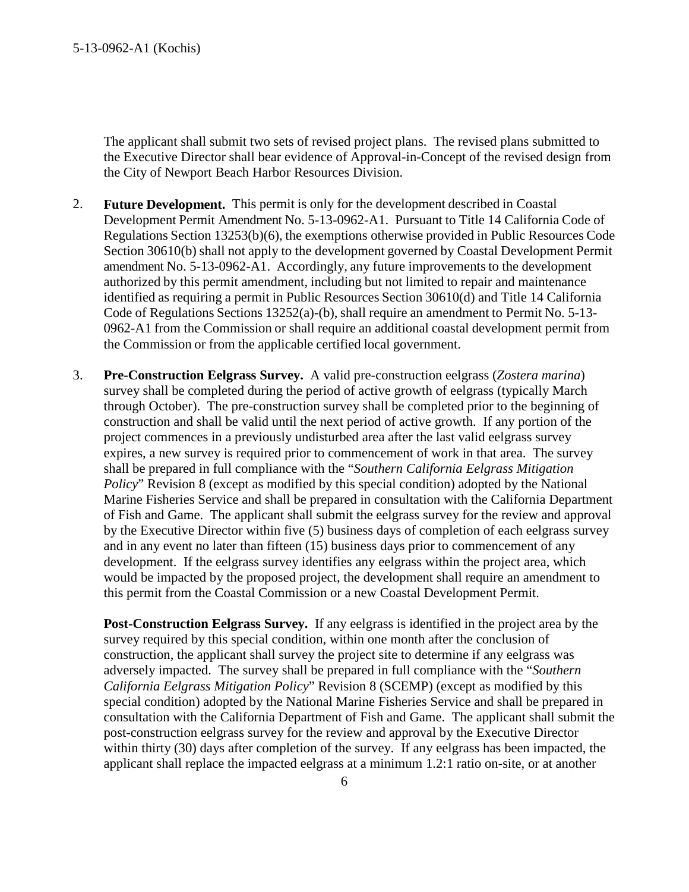The applicant shall submit two sets of revised project plans. The revised plans submitted to the Executive Director shall bear evidence of Approval-in-Concept of the revised design from the City of Newport Beach Harbor Resources Division.

2. **Future Development.** This permit is only for the development described in Coastal Development Permit Amendment No. 5-13-0962-A1. Pursuant to Title 14 California Code of Regulations Section 13253(b)(6), the exemptions otherwise provided in Public Resources Code Section 30610(b) shall not apply to the development governed by Coastal Development Permit amendment No. 5-13-0962-A1. Accordingly, any future improvements to the development authorized by this permit amendment, including but not limited to repair and maintenance identified as requiring a permit in Public Resources Section 30610(d) and Title 14 California Code of Regulations Sections 13252(a)-(b), shall require an amendment to Permit No. 5-13-0962-A1 from the Commission or shall require an additional coastal development permit from the Commission or from the applicable certified local government.

3. **Pre-Construction Eelgrass Survey.** A valid pre-construction eelgrass (*Zostera marina*) survey shall be completed during the period of active growth of eelgrass (typically March through October). The pre-construction survey shall be completed prior to the beginning of construction and shall be valid until the next period of active growth. If any portion of the project commences in a previously undisturbed area after the last valid eelgrass survey expires, a new survey is required prior to commencement of work in that area. The survey shall be prepared in full compliance with the "*Southern California Eelgrass Mitigation Policy*" Revision 8 (except as modified by this special condition) adopted by the National Marine Fisheries Service and shall be prepared in consultation with the California Department of Fish and Game. The applicant shall submit the eelgrass survey for the review and approval by the Executive Director within five (5) business days of completion of each eelgrass survey and in any event no later than fifteen (15) business days prior to commencement of any development. If the eelgrass survey identifies any eelgrass within the project area, which would be impacted by the proposed project, the development shall require an amendment to this permit from the Coastal Commission or a new Coastal Development Permit.

   **Post-Construction Eelgrass Survey.** If any eelgrass is identified in the project area by the survey required by this special condition, within one month after the conclusion of construction, the applicant shall survey the project site to determine if any eelgrass was adversely impacted. The survey shall be prepared in full compliance with the "*Southern California Eelgrass Mitigation Policy*" Revision 8 (SCEMP) (except as modified by this special condition) adopted by the National Marine Fisheries Service and shall be prepared in consultation with the California Department of Fish and Game. The applicant shall submit the post-construction eelgrass survey for the review and approval by the Executive Director within thirty (30) days after completion of the survey. If any eelgrass has been impacted, the applicant shall replace the impacted eelgrass at a minimum 1.2:1 ratio on-site, or at another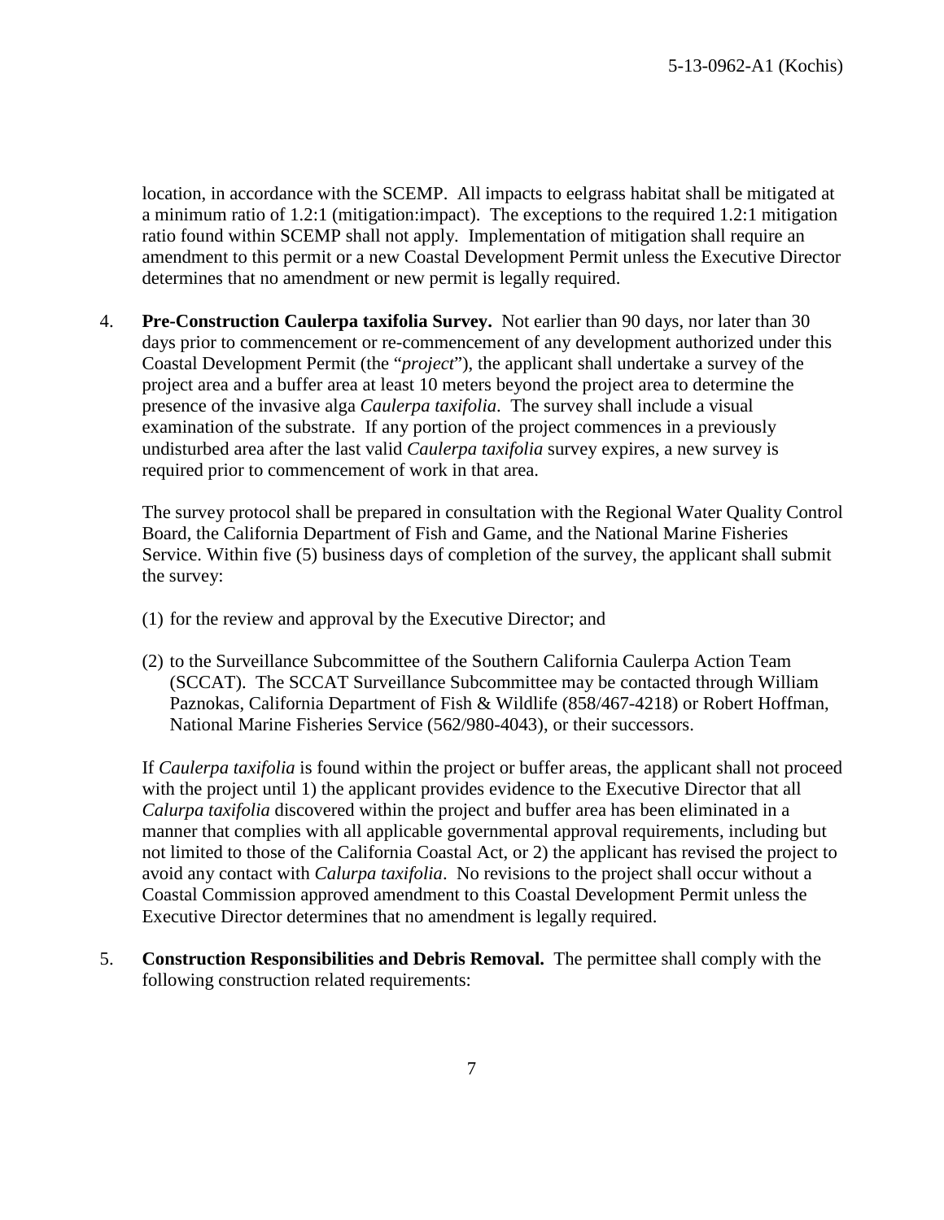location, in accordance with the SCEMP. All impacts to eelgrass habitat shall be mitigated at a minimum ratio of 1.2:1 (mitigation:impact). The exceptions to the required 1.2:1 mitigation ratio found within SCEMP shall not apply. Implementation of mitigation shall require an amendment to this permit or a new Coastal Development Permit unless the Executive Director determines that no amendment or new permit is legally required.

4. **Pre-Construction Caulerpa taxifolia Survey.** Not earlier than 90 days, nor later than 30 days prior to commencement or re-commencement of any development authorized under this Coastal Development Permit (the "*project*"), the applicant shall undertake a survey of the project area and a buffer area at least 10 meters beyond the project area to determine the presence of the invasive alga *Caulerpa taxifolia*. The survey shall include a visual examination of the substrate. If any portion of the project commences in a previously undisturbed area after the last valid *Caulerpa taxifolia* survey expires, a new survey is required prior to commencement of work in that area.

   The survey protocol shall be prepared in consultation with the Regional Water Quality Control Board, the California Department of Fish and Game, and the National Marine Fisheries Service. Within five (5) business days of completion of the survey, the applicant shall submit the survey:

   (1) for the review and approval by the Executive Director; and

   (2) to the Surveillance Subcommittee of the Southern California Caulerpa Action Team (SCCAT). The SCCAT Surveillance Subcommittee may be contacted through William Paznokas, California Department of Fish & Wildlife (858/467-4218) or Robert Hoffman, National Marine Fisheries Service (562/980-4043), or their successors.

   If *Caulerpa taxifolia* is found within the project or buffer areas, the applicant shall not proceed with the project until 1) the applicant provides evidence to the Executive Director that all *Calurpa taxifolia* discovered within the project and buffer area has been eliminated in a manner that complies with all applicable governmental approval requirements, including but not limited to those of the California Coastal Act, or 2) the applicant has revised the project to avoid any contact with *Calurpa taxifolia*. No revisions to the project shall occur without a Coastal Commission approved amendment to this Coastal Development Permit unless the Executive Director determines that no amendment is legally required.

5. **Construction Responsibilities and Debris Removal.** The permittee shall comply with the following construction related requirements: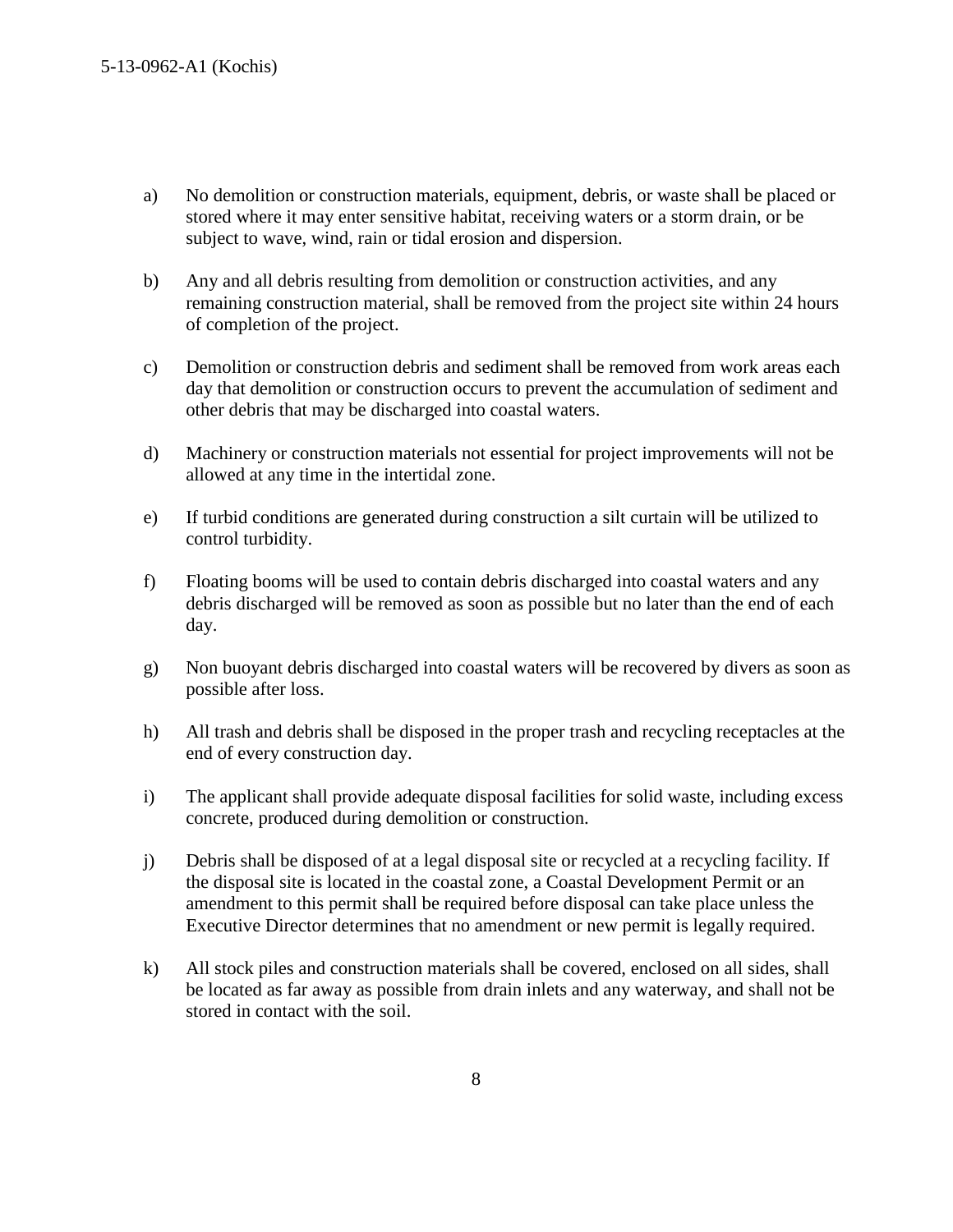a) No demolition or construction materials, equipment, debris, or waste shall be placed or stored where it may enter sensitive habitat, receiving waters or a storm drain, or be subject to wave, wind, rain or tidal erosion and dispersion.

b) Any and all debris resulting from demolition or construction activities, and any remaining construction material, shall be removed from the project site within 24 hours of completion of the project.

c) Demolition or construction debris and sediment shall be removed from work areas each day that demolition or construction occurs to prevent the accumulation of sediment and other debris that may be discharged into coastal waters.

d) Machinery or construction materials not essential for project improvements will not be allowed at any time in the intertidal zone.

e) If turbid conditions are generated during construction a silt curtain will be utilized to control turbidity.

f) Floating booms will be used to contain debris discharged into coastal waters and any debris discharged will be removed as soon as possible but no later than the end of each day.

g) Non buoyant debris discharged into coastal waters will be recovered by divers as soon as possible after loss.

h) All trash and debris shall be disposed in the proper trash and recycling receptacles at the end of every construction day.

i) The applicant shall provide adequate disposal facilities for solid waste, including excess concrete, produced during demolition or construction.

j) Debris shall be disposed of at a legal disposal site or recycled at a recycling facility. If the disposal site is located in the coastal zone, a Coastal Development Permit or an amendment to this permit shall be required before disposal can take place unless the Executive Director determines that no amendment or new permit is legally required.

k) All stock piles and construction materials shall be covered, enclosed on all sides, shall be located as far away as possible from drain inlets and any waterway, and shall not be stored in contact with the soil.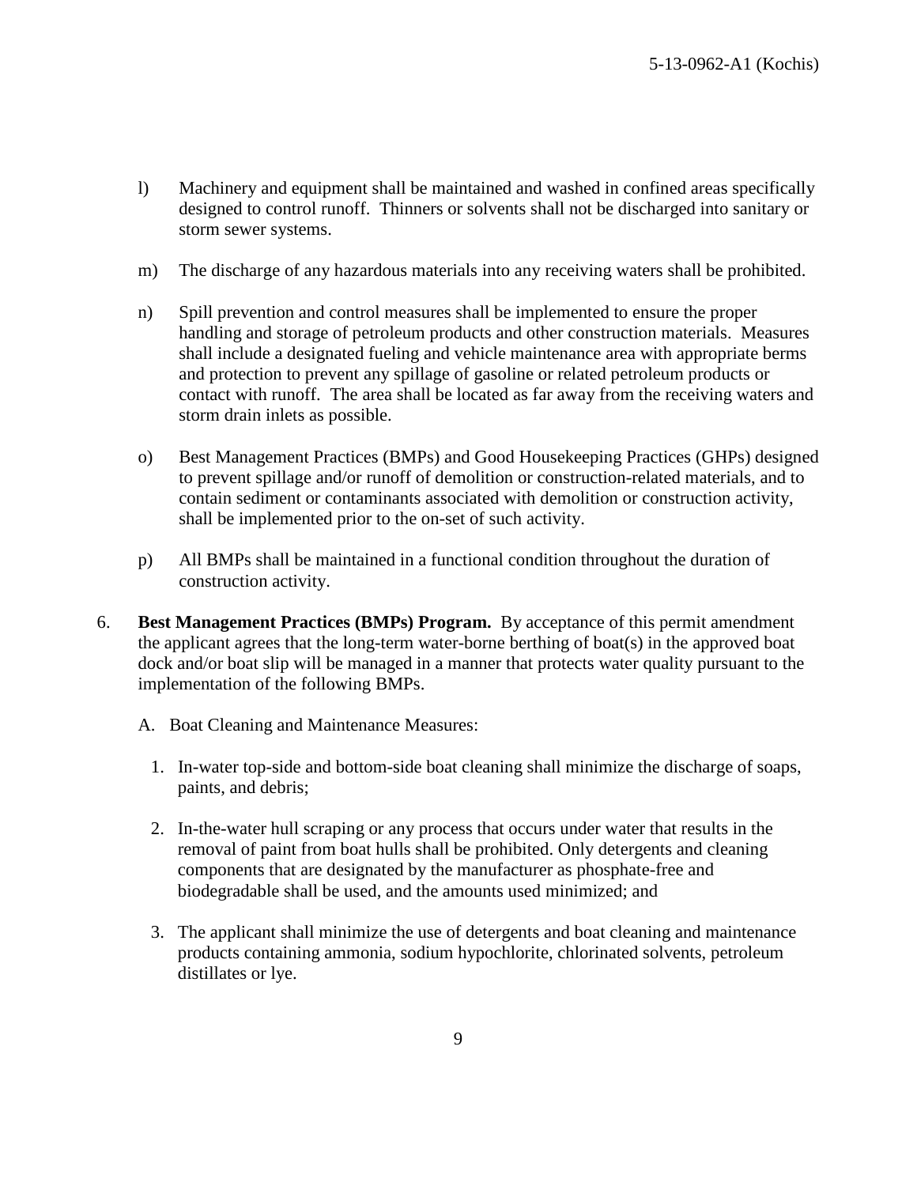l) Machinery and equipment shall be maintained and washed in confined areas specifically designed to control runoff. Thinners or solvents shall not be discharged into sanitary or storm sewer systems.

m) The discharge of any hazardous materials into any receiving waters shall be prohibited.

n) Spill prevention and control measures shall be implemented to ensure the proper handling and storage of petroleum products and other construction materials. Measures shall include a designated fueling and vehicle maintenance area with appropriate berms and protection to prevent any spillage of gasoline or related petroleum products or contact with runoff. The area shall be located as far away from the receiving waters and storm drain inlets as possible.

o) Best Management Practices (BMPs) and Good Housekeeping Practices (GHPs) designed to prevent spillage and/or runoff of demolition or construction-related materials, and to contain sediment or contaminants associated with demolition or construction activity, shall be implemented prior to the on-set of such activity.

p) All BMPs shall be maintained in a functional condition throughout the duration of construction activity.

6. **Best Management Practices (BMPs) Program.** By acceptance of this permit amendment the applicant agrees that the long-term water-borne berthing of boat(s) in the approved boat dock and/or boat slip will be managed in a manner that protects water quality pursuant to the implementation of the following BMPs.

   A. Boat Cleaning and Maintenance Measures:

   1. In-water top-side and bottom-side boat cleaning shall minimize the discharge of soaps, paints, and debris;

   2. In-the-water hull scraping or any process that occurs under water that results in the removal of paint from boat hulls shall be prohibited. Only detergents and cleaning components that are designated by the manufacturer as phosphate-free and biodegradable shall be used, and the amounts used minimized; and

   3. The applicant shall minimize the use of detergents and boat cleaning and maintenance products containing ammonia, sodium hypochlorite, chlorinated solvents, petroleum distillates or lye.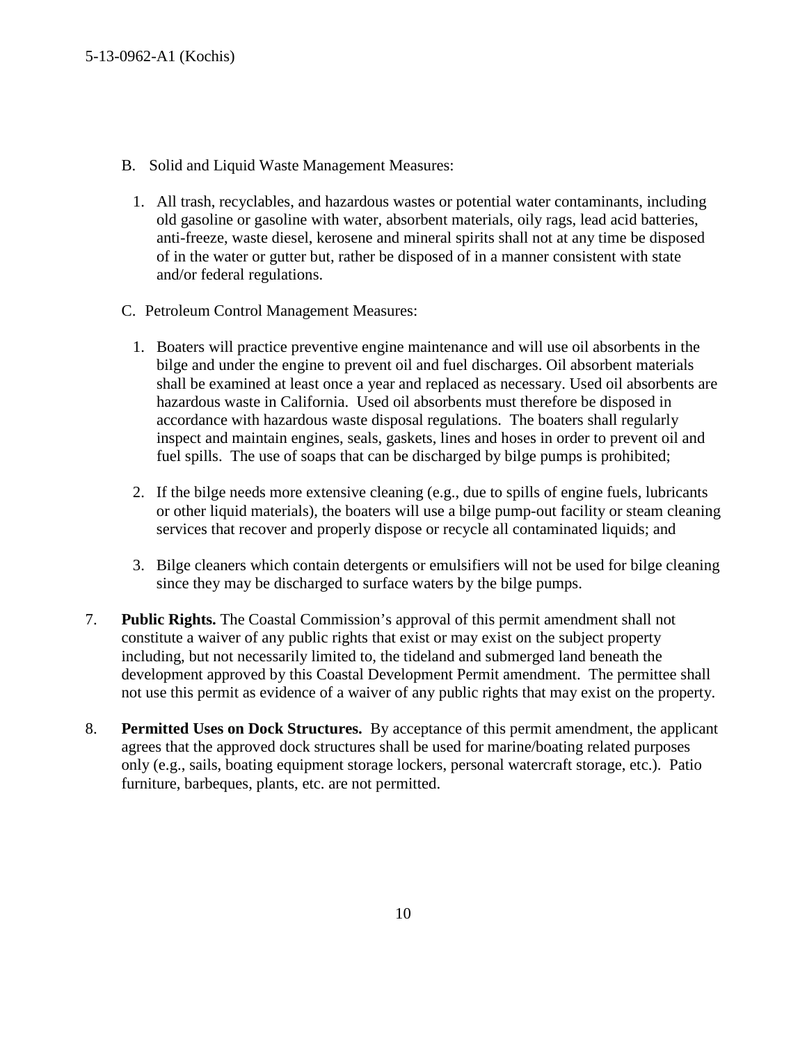B. Solid and Liquid Waste Management Measures:

1. All trash, recyclables, and hazardous wastes or potential water contaminants, including old gasoline or gasoline with water, absorbent materials, oily rags, lead acid batteries, anti-freeze, waste diesel, kerosene and mineral spirits shall not at any time be disposed of in the water or gutter but, rather be disposed of in a manner consistent with state and/or federal regulations.

C. Petroleum Control Management Measures:

1. Boaters will practice preventive engine maintenance and will use oil absorbents in the bilge and under the engine to prevent oil and fuel discharges. Oil absorbent materials shall be examined at least once a year and replaced as necessary. Used oil absorbents are hazardous waste in California. Used oil absorbents must therefore be disposed in accordance with hazardous waste disposal regulations. The boaters shall regularly inspect and maintain engines, seals, gaskets, lines and hoses in order to prevent oil and fuel spills. The use of soaps that can be discharged by bilge pumps is prohibited;

2. If the bilge needs more extensive cleaning (e.g., due to spills of engine fuels, lubricants or other liquid materials), the boaters will use a bilge pump-out facility or steam cleaning services that recover and properly dispose or recycle all contaminated liquids; and

3. Bilge cleaners which contain detergents or emulsifiers will not be used for bilge cleaning since they may be discharged to surface waters by the bilge pumps.

7. **Public Rights.** The Coastal Commission's approval of this permit amendment shall not constitute a waiver of any public rights that exist or may exist on the subject property including, but not necessarily limited to, the tideland and submerged land beneath the development approved by this Coastal Development Permit amendment. The permittee shall not use this permit as evidence of a waiver of any public rights that may exist on the property.

8. **Permitted Uses on Dock Structures.** By acceptance of this permit amendment, the applicant agrees that the approved dock structures shall be used for marine/boating related purposes only (e.g., sails, boating equipment storage lockers, personal watercraft storage, etc.). Patio furniture, barbeques, plants, etc. are not permitted.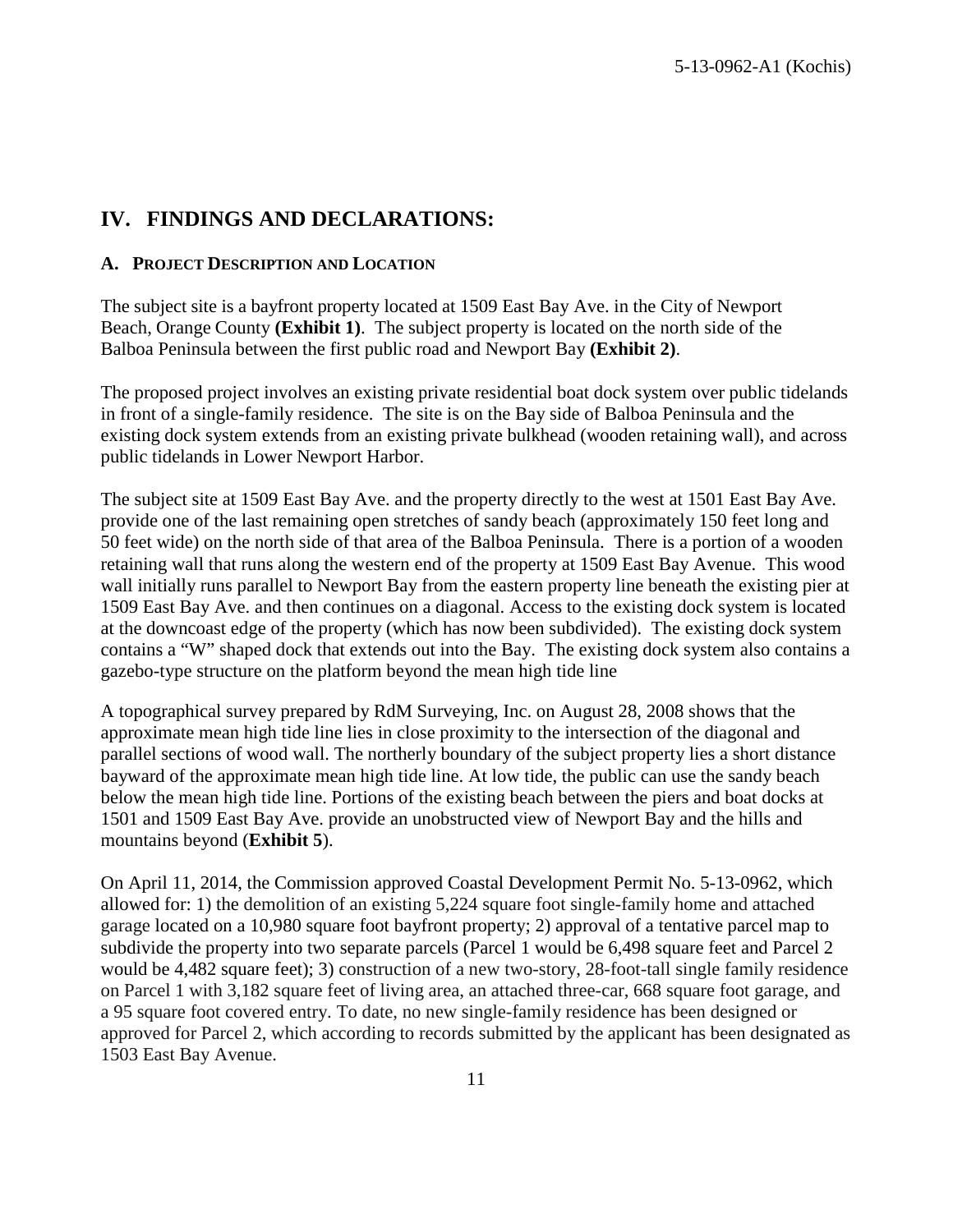## IV. FINDINGS AND DECLARATIONS:

### A. PROJECT DESCRIPTION AND LOCATION

The subject site is a bayfront property located at 1509 East Bay Ave. in the City of Newport Beach, Orange County **(Exhibit 1)**. The subject property is located on the north side of the Balboa Peninsula between the first public road and Newport Bay **(Exhibit 2)**.

The proposed project involves an existing private residential boat dock system over public tidelands in front of a single-family residence. The site is on the Bay side of Balboa Peninsula and the existing dock system extends from an existing private bulkhead (wooden retaining wall), and across public tidelands in Lower Newport Harbor.

The subject site at 1509 East Bay Ave. and the property directly to the west at 1501 East Bay Ave. provide one of the last remaining open stretches of sandy beach (approximately 150 feet long and 50 feet wide) on the north side of that area of the Balboa Peninsula. There is a portion of a wooden retaining wall that runs along the western end of the property at 1509 East Bay Avenue. This wood wall initially runs parallel to Newport Bay from the eastern property line beneath the existing pier at 1509 East Bay Ave. and then continues on a diagonal. Access to the existing dock system is located at the downcoast edge of the property (which has now been subdivided). The existing dock system contains a "W" shaped dock that extends out into the Bay. The existing dock system also contains a gazebo-type structure on the platform beyond the mean high tide line

A topographical survey prepared by RdM Surveying, Inc. on August 28, 2008 shows that the approximate mean high tide line lies in close proximity to the intersection of the diagonal and parallel sections of wood wall. The northerly boundary of the subject property lies a short distance bayward of the approximate mean high tide line. At low tide, the public can use the sandy beach below the mean high tide line. Portions of the existing beach between the piers and boat docks at 1501 and 1509 East Bay Ave. provide an unobstructed view of Newport Bay and the hills and mountains beyond (**Exhibit 5**).

On April 11, 2014, the Commission approved Coastal Development Permit No. 5-13-0962, which allowed for: 1) the demolition of an existing 5,224 square foot single-family home and attached garage located on a 10,980 square foot bayfront property; 2) approval of a tentative parcel map to subdivide the property into two separate parcels (Parcel 1 would be 6,498 square feet and Parcel 2 would be 4,482 square feet); 3) construction of a new two-story, 28-foot-tall single family residence on Parcel 1 with 3,182 square feet of living area, an attached three-car, 668 square foot garage, and a 95 square foot covered entry. To date, no new single-family residence has been designed or approved for Parcel 2, which according to records submitted by the applicant has been designated as 1503 East Bay Avenue.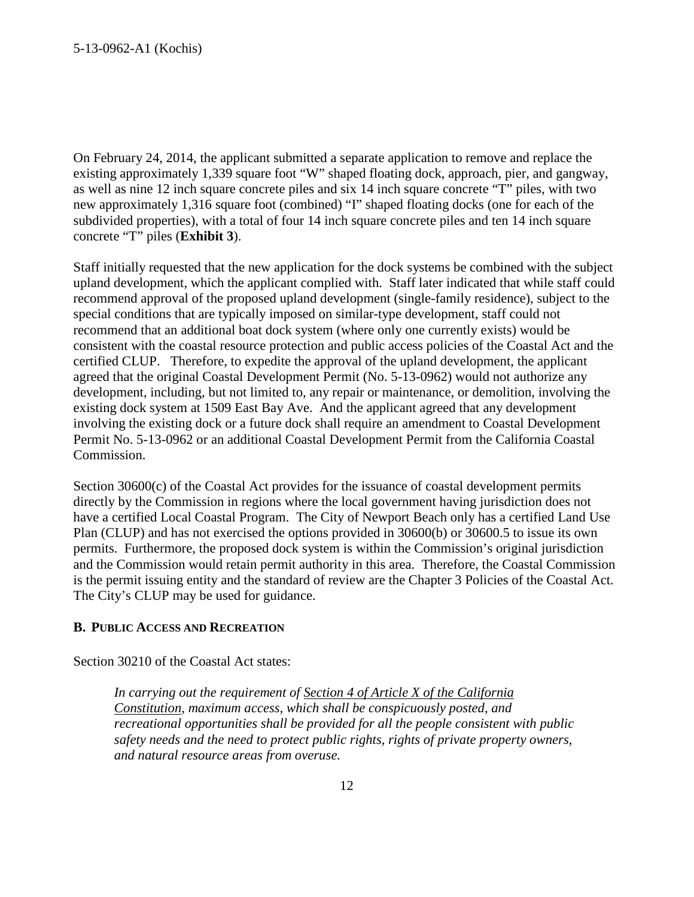On February 24, 2014, the applicant submitted a separate application to remove and replace the existing approximately 1,339 square foot "W" shaped floating dock, approach, pier, and gangway, as well as nine 12 inch square concrete piles and six 14 inch square concrete "T" piles, with two new approximately 1,316 square foot (combined) "I" shaped floating docks (one for each of the subdivided properties), with a total of four 14 inch square concrete piles and ten 14 inch square concrete "T" piles (**Exhibit 3**).

Staff initially requested that the new application for the dock systems be combined with the subject upland development, which the applicant complied with. Staff later indicated that while staff could recommend approval of the proposed upland development (single-family residence), subject to the special conditions that are typically imposed on similar-type development, staff could not recommend that an additional boat dock system (where only one currently exists) would be consistent with the coastal resource protection and public access policies of the Coastal Act and the certified CLUP. Therefore, to expedite the approval of the upland development, the applicant agreed that the original Coastal Development Permit (No. 5-13-0962) would not authorize any development, including, but not limited to, any repair or maintenance, or demolition, involving the existing dock system at 1509 East Bay Ave. And the applicant agreed that any development involving the existing dock or a future dock shall require an amendment to Coastal Development Permit No. 5-13-0962 or an additional Coastal Development Permit from the California Coastal Commission.

Section 30600(c) of the Coastal Act provides for the issuance of coastal development permits directly by the Commission in regions where the local government having jurisdiction does not have a certified Local Coastal Program. The City of Newport Beach only has a certified Land Use Plan (CLUP) and has not exercised the options provided in 30600(b) or 30600.5 to issue its own permits. Furthermore, the proposed dock system is within the Commission's original jurisdiction and the Commission would retain permit authority in this area. Therefore, the Coastal Commission is the permit issuing entity and the standard of review are the Chapter 3 Policies of the Coastal Act. The City's CLUP may be used for guidance.

### B. PUBLIC ACCESS AND RECREATION

Section 30210 of the Coastal Act states:

> *In carrying out the requirement of Section 4 of Article X of the California Constitution, maximum access, which shall be conspicuously posted, and recreational opportunities shall be provided for all the people consistent with public safety needs and the need to protect public rights, rights of private property owners, and natural resource areas from overuse.*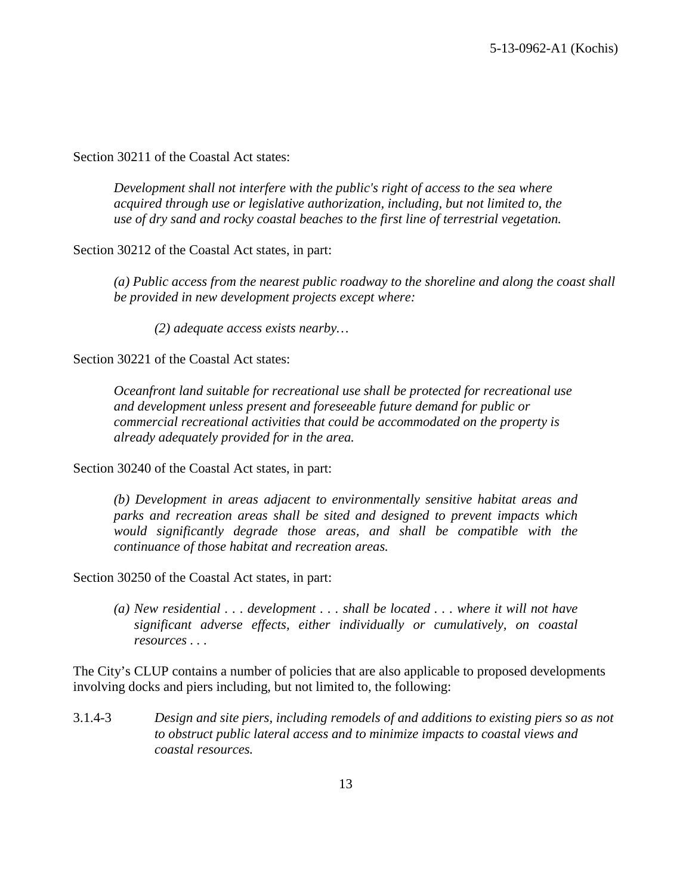Section 30211 of the Coastal Act states:

> *Development shall not interfere with the public's right of access to the sea where acquired through use or legislative authorization, including, but not limited to, the use of dry sand and rocky coastal beaches to the first line of terrestrial vegetation.*

Section 30212 of the Coastal Act states, in part:

> *(a) Public access from the nearest public roadway to the shoreline and along the coast shall be provided in new development projects except where:*
>
> > *(2) adequate access exists nearby…*

Section 30221 of the Coastal Act states:

> *Oceanfront land suitable for recreational use shall be protected for recreational use and development unless present and foreseeable future demand for public or commercial recreational activities that could be accommodated on the property is already adequately provided for in the area.*

Section 30240 of the Coastal Act states, in part:

> *(b) Development in areas adjacent to environmentally sensitive habitat areas and parks and recreation areas shall be sited and designed to prevent impacts which would significantly degrade those areas, and shall be compatible with the continuance of those habitat and recreation areas.*

Section 30250 of the Coastal Act states, in part:

> *(a) New residential . . . development . . . shall be located . . . where it will not have significant adverse effects, either individually or cumulatively, on coastal resources . . .*

The City's CLUP contains a number of policies that are also applicable to proposed developments involving docks and piers including, but not limited to, the following:

3.1.4-3 *Design and site piers, including remodels of and additions to existing piers so as not to obstruct public lateral access and to minimize impacts to coastal views and coastal resources.*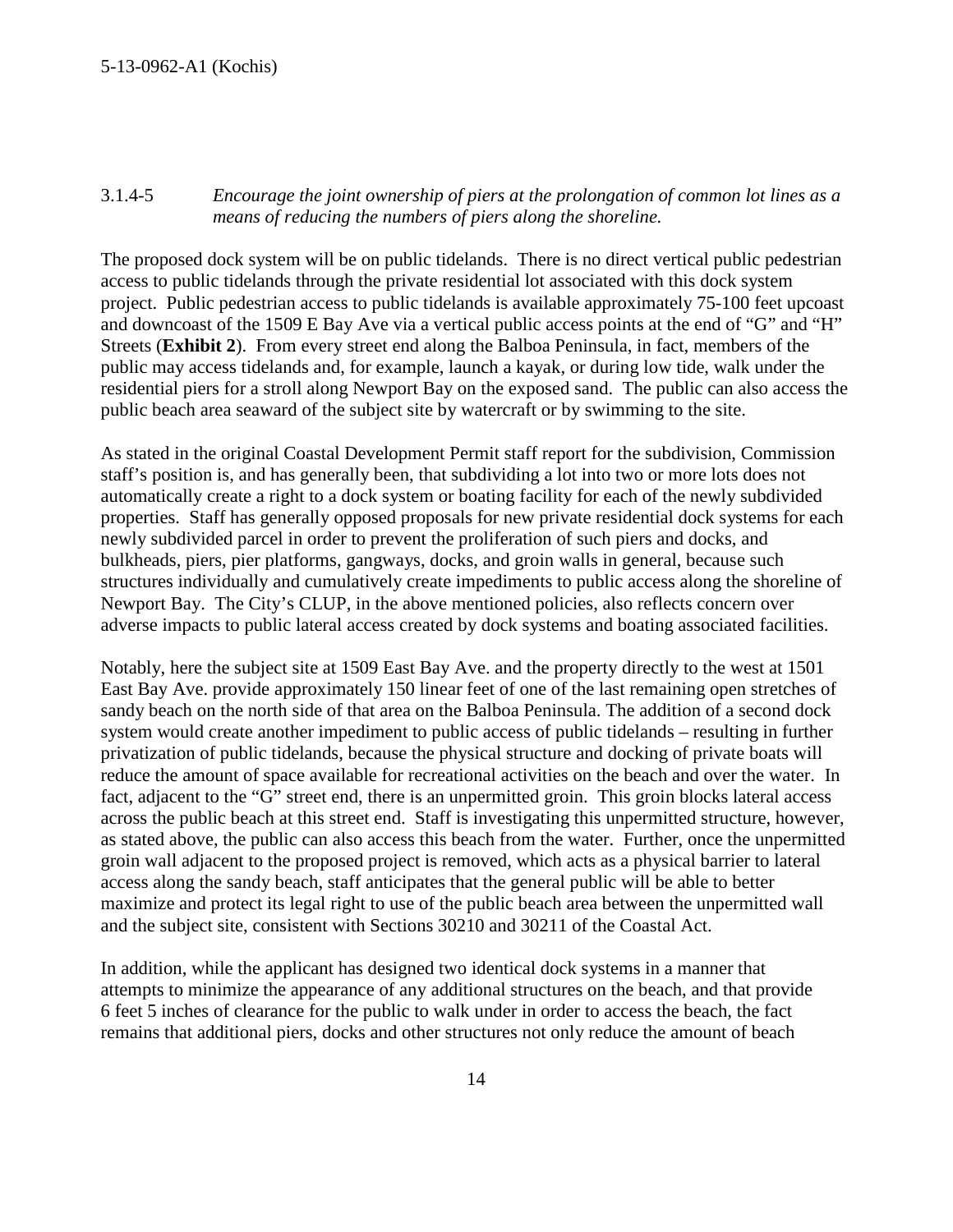3.1.4-5 *Encourage the joint ownership of piers at the prolongation of common lot lines as a means of reducing the numbers of piers along the shoreline.*

The proposed dock system will be on public tidelands. There is no direct vertical public pedestrian access to public tidelands through the private residential lot associated with this dock system project. Public pedestrian access to public tidelands is available approximately 75-100 feet upcoast and downcoast of the 1509 E Bay Ave via a vertical public access points at the end of "G" and "H" Streets (**Exhibit 2**). From every street end along the Balboa Peninsula, in fact, members of the public may access tidelands and, for example, launch a kayak, or during low tide, walk under the residential piers for a stroll along Newport Bay on the exposed sand. The public can also access the public beach area seaward of the subject site by watercraft or by swimming to the site.

As stated in the original Coastal Development Permit staff report for the subdivision, Commission staff's position is, and has generally been, that subdividing a lot into two or more lots does not automatically create a right to a dock system or boating facility for each of the newly subdivided properties. Staff has generally opposed proposals for new private residential dock systems for each newly subdivided parcel in order to prevent the proliferation of such piers and docks, and bulkheads, piers, pier platforms, gangways, docks, and groin walls in general, because such structures individually and cumulatively create impediments to public access along the shoreline of Newport Bay. The City's CLUP, in the above mentioned policies, also reflects concern over adverse impacts to public lateral access created by dock systems and boating associated facilities.

Notably, here the subject site at 1509 East Bay Ave. and the property directly to the west at 1501 East Bay Ave. provide approximately 150 linear feet of one of the last remaining open stretches of sandy beach on the north side of that area on the Balboa Peninsula. The addition of a second dock system would create another impediment to public access of public tidelands – resulting in further privatization of public tidelands, because the physical structure and docking of private boats will reduce the amount of space available for recreational activities on the beach and over the water. In fact, adjacent to the "G" street end, there is an unpermitted groin. This groin blocks lateral access across the public beach at this street end. Staff is investigating this unpermitted structure, however, as stated above, the public can also access this beach from the water. Further, once the unpermitted groin wall adjacent to the proposed project is removed, which acts as a physical barrier to lateral access along the sandy beach, staff anticipates that the general public will be able to better maximize and protect its legal right to use of the public beach area between the unpermitted wall and the subject site, consistent with Sections 30210 and 30211 of the Coastal Act.

In addition, while the applicant has designed two identical dock systems in a manner that attempts to minimize the appearance of any additional structures on the beach, and that provide 6 feet 5 inches of clearance for the public to walk under in order to access the beach, the fact remains that additional piers, docks and other structures not only reduce the amount of beach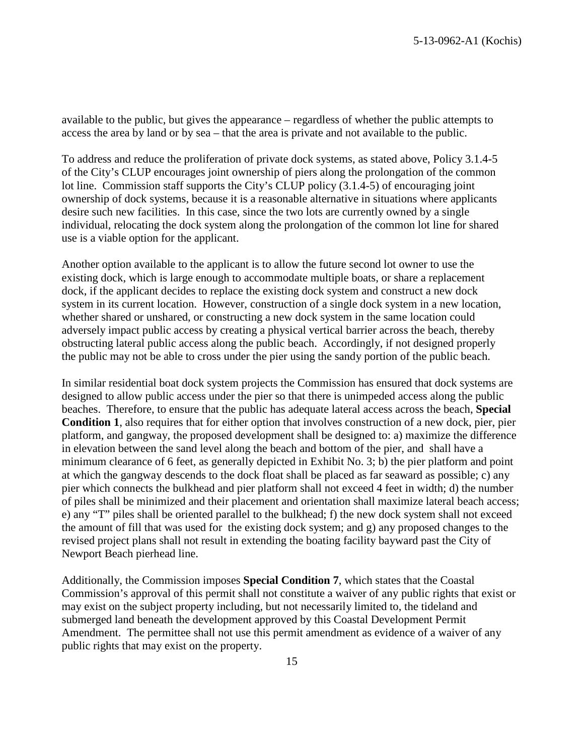available to the public, but gives the appearance – regardless of whether the public attempts to access the area by land or by sea – that the area is private and not available to the public.

To address and reduce the proliferation of private dock systems, as stated above, Policy 3.1.4-5 of the City's CLUP encourages joint ownership of piers along the prolongation of the common lot line. Commission staff supports the City's CLUP policy (3.1.4-5) of encouraging joint ownership of dock systems, because it is a reasonable alternative in situations where applicants desire such new facilities. In this case, since the two lots are currently owned by a single individual, relocating the dock system along the prolongation of the common lot line for shared use is a viable option for the applicant.

Another option available to the applicant is to allow the future second lot owner to use the existing dock, which is large enough to accommodate multiple boats, or share a replacement dock, if the applicant decides to replace the existing dock system and construct a new dock system in its current location. However, construction of a single dock system in a new location, whether shared or unshared, or constructing a new dock system in the same location could adversely impact public access by creating a physical vertical barrier across the beach, thereby obstructing lateral public access along the public beach. Accordingly, if not designed properly the public may not be able to cross under the pier using the sandy portion of the public beach.

In similar residential boat dock system projects the Commission has ensured that dock systems are designed to allow public access under the pier so that there is unimpeded access along the public beaches. Therefore, to ensure that the public has adequate lateral access across the beach, **Special Condition 1**, also requires that for either option that involves construction of a new dock, pier, pier platform, and gangway, the proposed development shall be designed to: a) maximize the difference in elevation between the sand level along the beach and bottom of the pier, and shall have a minimum clearance of 6 feet, as generally depicted in Exhibit No. 3; b) the pier platform and point at which the gangway descends to the dock float shall be placed as far seaward as possible; c) any pier which connects the bulkhead and pier platform shall not exceed 4 feet in width; d) the number of piles shall be minimized and their placement and orientation shall maximize lateral beach access; e) any "T" piles shall be oriented parallel to the bulkhead; f) the new dock system shall not exceed the amount of fill that was used for the existing dock system; and g) any proposed changes to the revised project plans shall not result in extending the boating facility bayward past the City of Newport Beach pierhead line.

Additionally, the Commission imposes **Special Condition 7**, which states that the Coastal Commission's approval of this permit shall not constitute a waiver of any public rights that exist or may exist on the subject property including, but not necessarily limited to, the tideland and submerged land beneath the development approved by this Coastal Development Permit Amendment. The permittee shall not use this permit amendment as evidence of a waiver of any public rights that may exist on the property.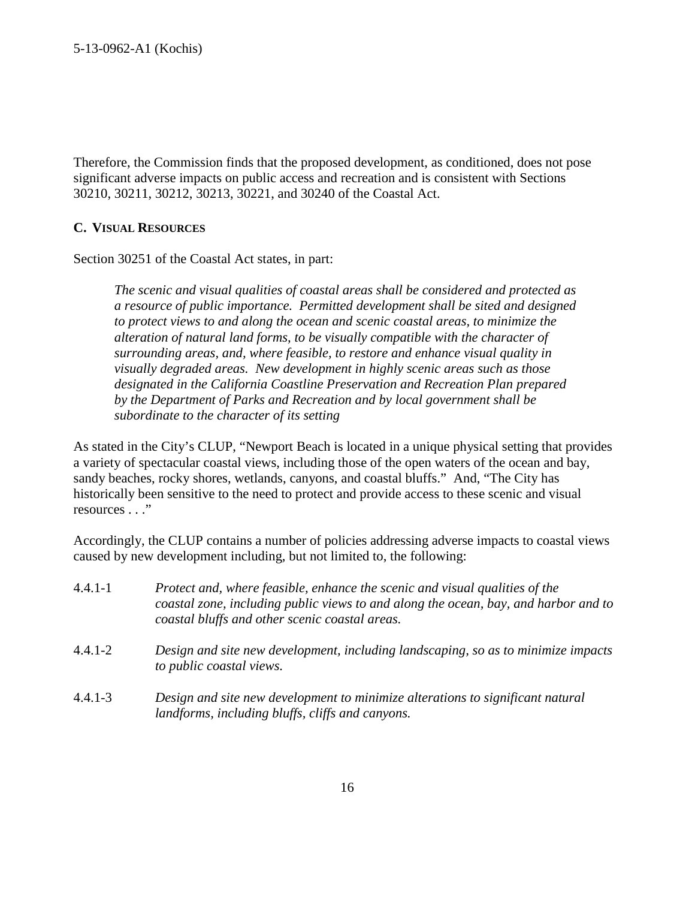Therefore, the Commission finds that the proposed development, as conditioned, does not pose significant adverse impacts on public access and recreation and is consistent with Sections 30210, 30211, 30212, 30213, 30221, and 30240 of the Coastal Act.

### C. Visual Resources

Section 30251 of the Coastal Act states, in part:

> *The scenic and visual qualities of coastal areas shall be considered and protected as a resource of public importance. Permitted development shall be sited and designed to protect views to and along the ocean and scenic coastal areas, to minimize the alteration of natural land forms, to be visually compatible with the character of surrounding areas, and, where feasible, to restore and enhance visual quality in visually degraded areas. New development in highly scenic areas such as those designated in the California Coastline Preservation and Recreation Plan prepared by the Department of Parks and Recreation and by local government shall be subordinate to the character of its setting*

As stated in the City's CLUP, "Newport Beach is located in a unique physical setting that provides a variety of spectacular coastal views, including those of the open waters of the ocean and bay, sandy beaches, rocky shores, wetlands, canyons, and coastal bluffs." And, "The City has historically been sensitive to the need to protect and provide access to these scenic and visual resources . . ."

Accordingly, the CLUP contains a number of policies addressing adverse impacts to coastal views caused by new development including, but not limited to, the following:

4.4.1-1 *Protect and, where feasible, enhance the scenic and visual qualities of the coastal zone, including public views to and along the ocean, bay, and harbor and to coastal bluffs and other scenic coastal areas.*

4.4.1-2 *Design and site new development, including landscaping, so as to minimize impacts to public coastal views.*

4.4.1-3 *Design and site new development to minimize alterations to significant natural landforms, including bluffs, cliffs and canyons.*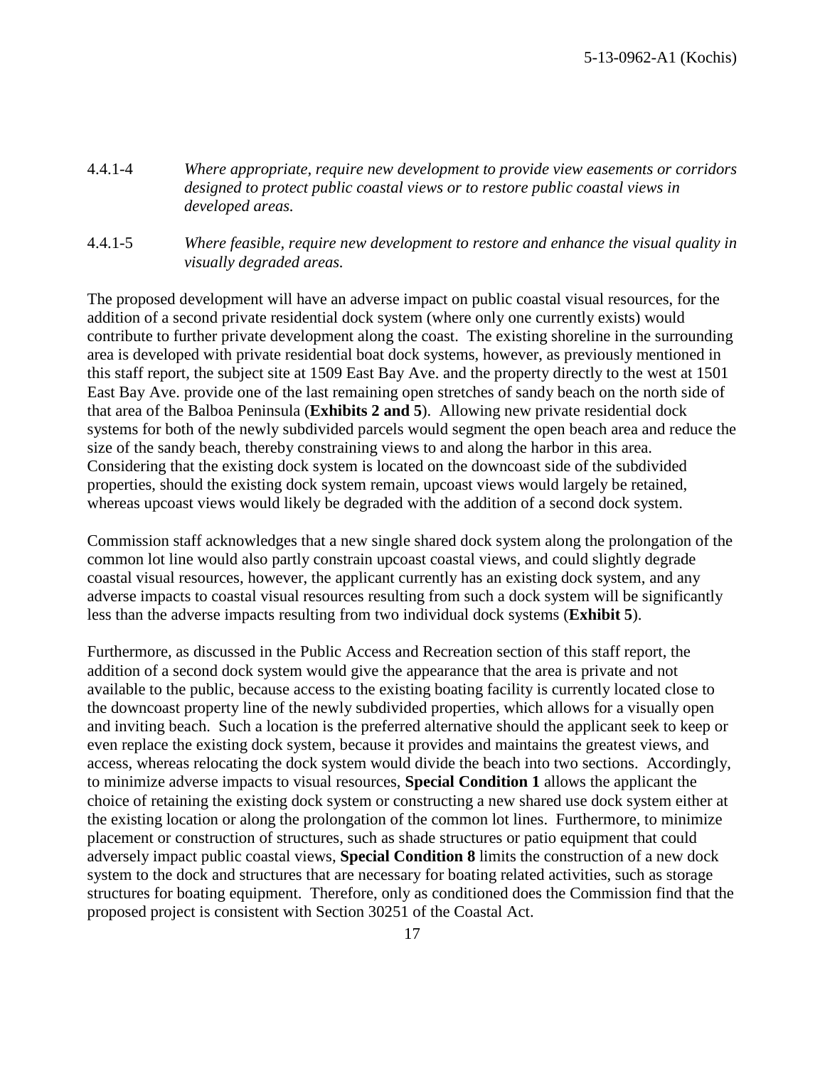4.4.1-4 *Where appropriate, require new development to provide view easements or corridors designed to protect public coastal views or to restore public coastal views in developed areas.*

4.4.1-5 *Where feasible, require new development to restore and enhance the visual quality in visually degraded areas.*

The proposed development will have an adverse impact on public coastal visual resources, for the addition of a second private residential dock system (where only one currently exists) would contribute to further private development along the coast. The existing shoreline in the surrounding area is developed with private residential boat dock systems, however, as previously mentioned in this staff report, the subject site at 1509 East Bay Ave. and the property directly to the west at 1501 East Bay Ave. provide one of the last remaining open stretches of sandy beach on the north side of that area of the Balboa Peninsula (**Exhibits 2 and 5**). Allowing new private residential dock systems for both of the newly subdivided parcels would segment the open beach area and reduce the size of the sandy beach, thereby constraining views to and along the harbor in this area. Considering that the existing dock system is located on the downcoast side of the subdivided properties, should the existing dock system remain, upcoast views would largely be retained, whereas upcoast views would likely be degraded with the addition of a second dock system.

Commission staff acknowledges that a new single shared dock system along the prolongation of the common lot line would also partly constrain upcoast coastal views, and could slightly degrade coastal visual resources, however, the applicant currently has an existing dock system, and any adverse impacts to coastal visual resources resulting from such a dock system will be significantly less than the adverse impacts resulting from two individual dock systems (**Exhibit 5**).

Furthermore, as discussed in the Public Access and Recreation section of this staff report, the addition of a second dock system would give the appearance that the area is private and not available to the public, because access to the existing boating facility is currently located close to the downcoast property line of the newly subdivided properties, which allows for a visually open and inviting beach. Such a location is the preferred alternative should the applicant seek to keep or even replace the existing dock system, because it provides and maintains the greatest views, and access, whereas relocating the dock system would divide the beach into two sections. Accordingly, to minimize adverse impacts to visual resources, **Special Condition 1** allows the applicant the choice of retaining the existing dock system or constructing a new shared use dock system either at the existing location or along the prolongation of the common lot lines. Furthermore, to minimize placement or construction of structures, such as shade structures or patio equipment that could adversely impact public coastal views, **Special Condition 8** limits the construction of a new dock system to the dock and structures that are necessary for boating related activities, such as storage structures for boating equipment. Therefore, only as conditioned does the Commission find that the proposed project is consistent with Section 30251 of the Coastal Act.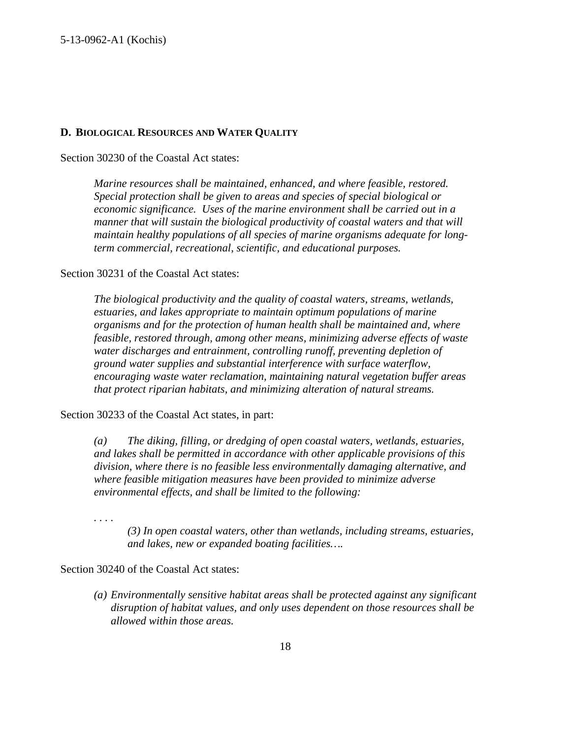## D. Biological Resources and Water Quality

Section 30230 of the Coastal Act states:

> *Marine resources shall be maintained, enhanced, and where feasible, restored. Special protection shall be given to areas and species of special biological or economic significance. Uses of the marine environment shall be carried out in a manner that will sustain the biological productivity of coastal waters and that will maintain healthy populations of all species of marine organisms adequate for long-term commercial, recreational, scientific, and educational purposes.*

Section 30231 of the Coastal Act states:

> *The biological productivity and the quality of coastal waters, streams, wetlands, estuaries, and lakes appropriate to maintain optimum populations of marine organisms and for the protection of human health shall be maintained and, where feasible, restored through, among other means, minimizing adverse effects of waste water discharges and entrainment, controlling runoff, preventing depletion of ground water supplies and substantial interference with surface waterflow, encouraging waste water reclamation, maintaining natural vegetation buffer areas that protect riparian habitats, and minimizing alteration of natural streams.*

Section 30233 of the Coastal Act states, in part:

> *(a) The diking, filling, or dredging of open coastal waters, wetlands, estuaries, and lakes shall be permitted in accordance with other applicable provisions of this division, where there is no feasible less environmentally damaging alternative, and where feasible mitigation measures have been provided to minimize adverse environmental effects, and shall be limited to the following:*
>
> *. . . .*
>
> > *(3) In open coastal waters, other than wetlands, including streams, estuaries, and lakes, new or expanded boating facilities….*

Section 30240 of the Coastal Act states:

> *(a) Environmentally sensitive habitat areas shall be protected against any significant disruption of habitat values, and only uses dependent on those resources shall be allowed within those areas.*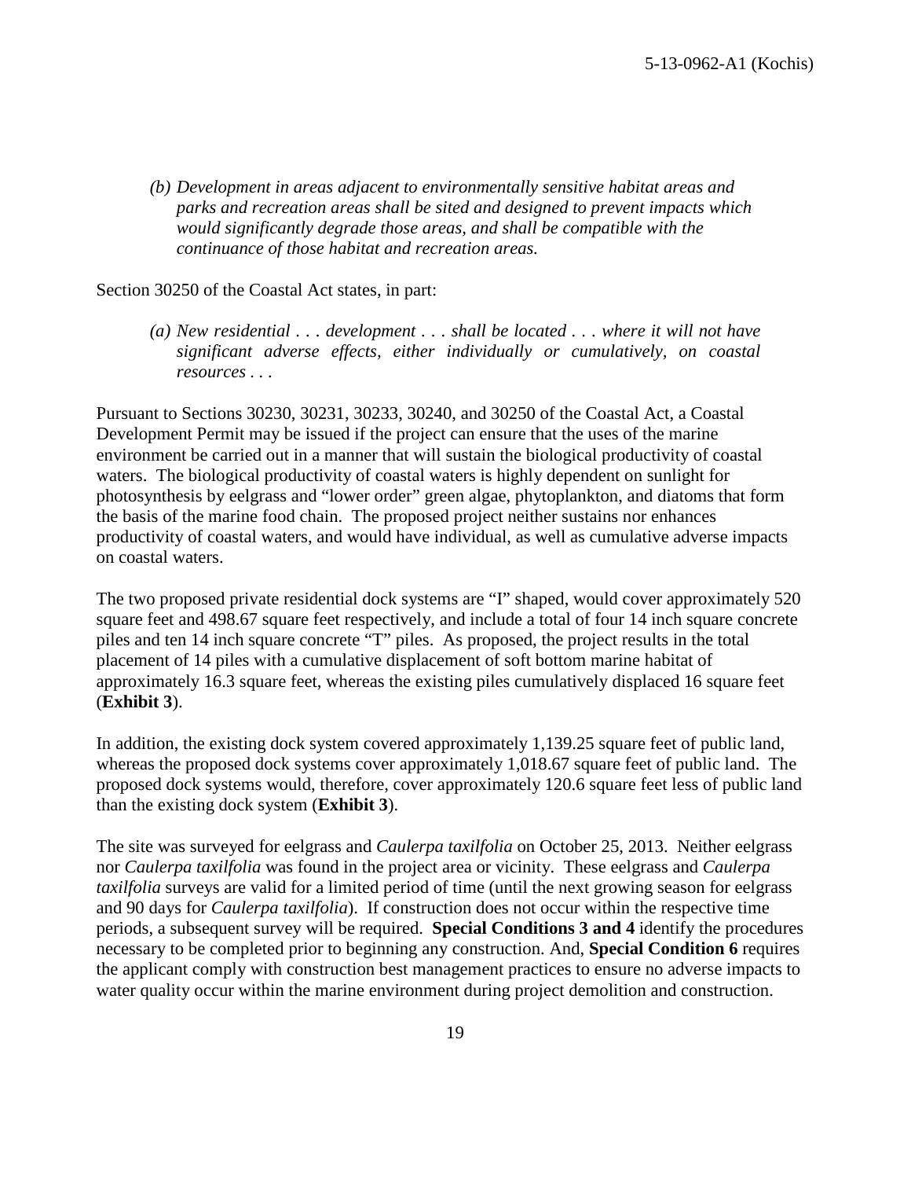*(b) Development in areas adjacent to environmentally sensitive habitat areas and parks and recreation areas shall be sited and designed to prevent impacts which would significantly degrade those areas, and shall be compatible with the continuance of those habitat and recreation areas.*

Section 30250 of the Coastal Act states, in part:

*(a) New residential . . . development . . . shall be located . . . where it will not have significant adverse effects, either individually or cumulatively, on coastal resources . . .*

Pursuant to Sections 30230, 30231, 30233, 30240, and 30250 of the Coastal Act, a Coastal Development Permit may be issued if the project can ensure that the uses of the marine environment be carried out in a manner that will sustain the biological productivity of coastal waters. The biological productivity of coastal waters is highly dependent on sunlight for photosynthesis by eelgrass and "lower order" green algae, phytoplankton, and diatoms that form the basis of the marine food chain. The proposed project neither sustains nor enhances productivity of coastal waters, and would have individual, as well as cumulative adverse impacts on coastal waters.

The two proposed private residential dock systems are "I" shaped, would cover approximately 520 square feet and 498.67 square feet respectively, and include a total of four 14 inch square concrete piles and ten 14 inch square concrete "T" piles. As proposed, the project results in the total placement of 14 piles with a cumulative displacement of soft bottom marine habitat of approximately 16.3 square feet, whereas the existing piles cumulatively displaced 16 square feet (**Exhibit 3**).

In addition, the existing dock system covered approximately 1,139.25 square feet of public land, whereas the proposed dock systems cover approximately 1,018.67 square feet of public land. The proposed dock systems would, therefore, cover approximately 120.6 square feet less of public land than the existing dock system (**Exhibit 3**).

The site was surveyed for eelgrass and *Caulerpa taxilfolia* on October 25, 2013. Neither eelgrass nor *Caulerpa taxilfolia* was found in the project area or vicinity. These eelgrass and *Caulerpa taxilfolia* surveys are valid for a limited period of time (until the next growing season for eelgrass and 90 days for *Caulerpa taxilfolia*). If construction does not occur within the respective time periods, a subsequent survey will be required. **Special Conditions 3 and 4** identify the procedures necessary to be completed prior to beginning any construction. And, **Special Condition 6** requires the applicant comply with construction best management practices to ensure no adverse impacts to water quality occur within the marine environment during project demolition and construction.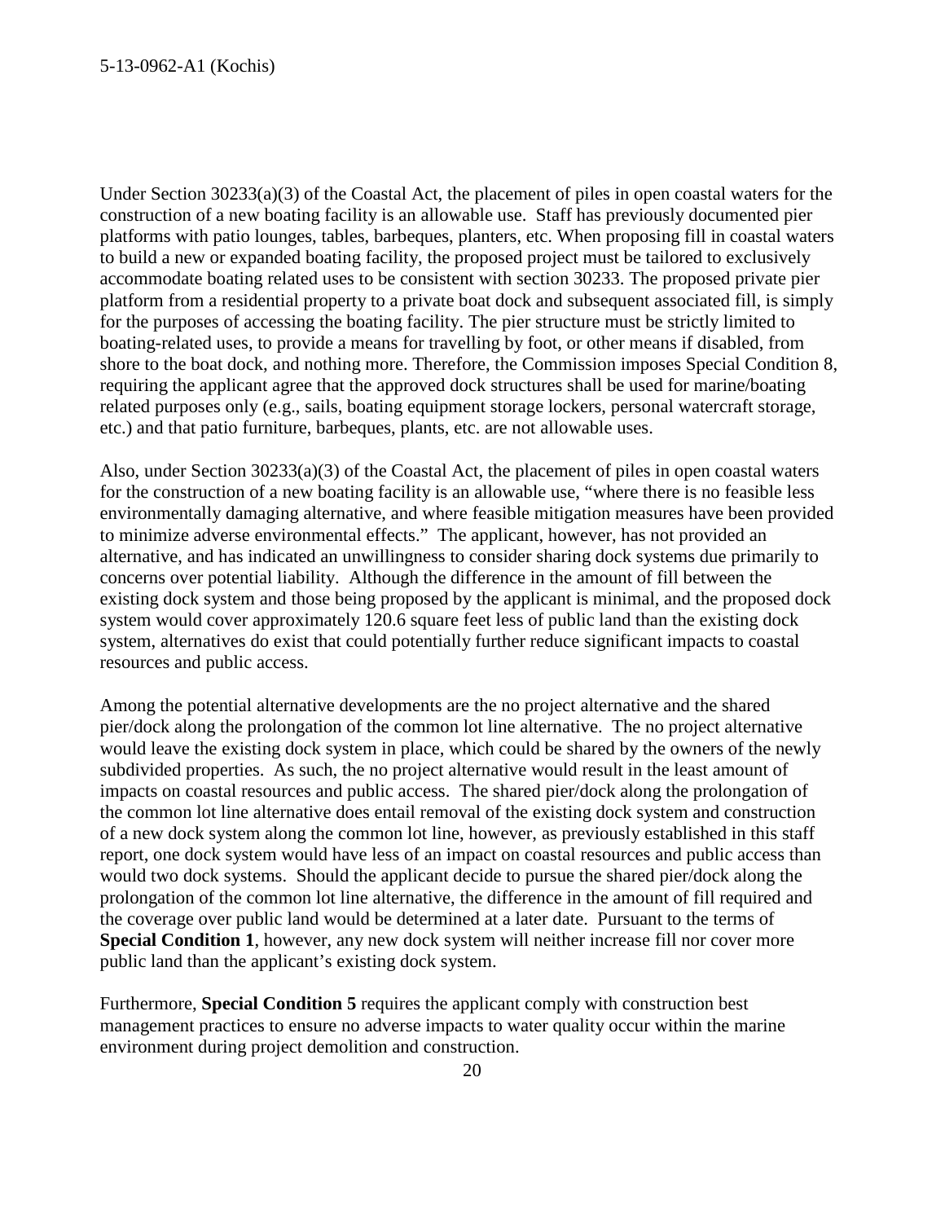Under Section 30233(a)(3) of the Coastal Act, the placement of piles in open coastal waters for the construction of a new boating facility is an allowable use. Staff has previously documented pier platforms with patio lounges, tables, barbeques, planters, etc. When proposing fill in coastal waters to build a new or expanded boating facility, the proposed project must be tailored to exclusively accommodate boating related uses to be consistent with section 30233. The proposed private pier platform from a residential property to a private boat dock and subsequent associated fill, is simply for the purposes of accessing the boating facility. The pier structure must be strictly limited to boating-related uses, to provide a means for travelling by foot, or other means if disabled, from shore to the boat dock, and nothing more. Therefore, the Commission imposes Special Condition 8, requiring the applicant agree that the approved dock structures shall be used for marine/boating related purposes only (e.g., sails, boating equipment storage lockers, personal watercraft storage, etc.) and that patio furniture, barbeques, plants, etc. are not allowable uses.

Also, under Section 30233(a)(3) of the Coastal Act, the placement of piles in open coastal waters for the construction of a new boating facility is an allowable use, "where there is no feasible less environmentally damaging alternative, and where feasible mitigation measures have been provided to minimize adverse environmental effects." The applicant, however, has not provided an alternative, and has indicated an unwillingness to consider sharing dock systems due primarily to concerns over potential liability. Although the difference in the amount of fill between the existing dock system and those being proposed by the applicant is minimal, and the proposed dock system would cover approximately 120.6 square feet less of public land than the existing dock system, alternatives do exist that could potentially further reduce significant impacts to coastal resources and public access.

Among the potential alternative developments are the no project alternative and the shared pier/dock along the prolongation of the common lot line alternative. The no project alternative would leave the existing dock system in place, which could be shared by the owners of the newly subdivided properties. As such, the no project alternative would result in the least amount of impacts on coastal resources and public access. The shared pier/dock along the prolongation of the common lot line alternative does entail removal of the existing dock system and construction of a new dock system along the common lot line, however, as previously established in this staff report, one dock system would have less of an impact on coastal resources and public access than would two dock systems. Should the applicant decide to pursue the shared pier/dock along the prolongation of the common lot line alternative, the difference in the amount of fill required and the coverage over public land would be determined at a later date. Pursuant to the terms of **Special Condition 1**, however, any new dock system will neither increase fill nor cover more public land than the applicant's existing dock system.

Furthermore, **Special Condition 5** requires the applicant comply with construction best management practices to ensure no adverse impacts to water quality occur within the marine environment during project demolition and construction.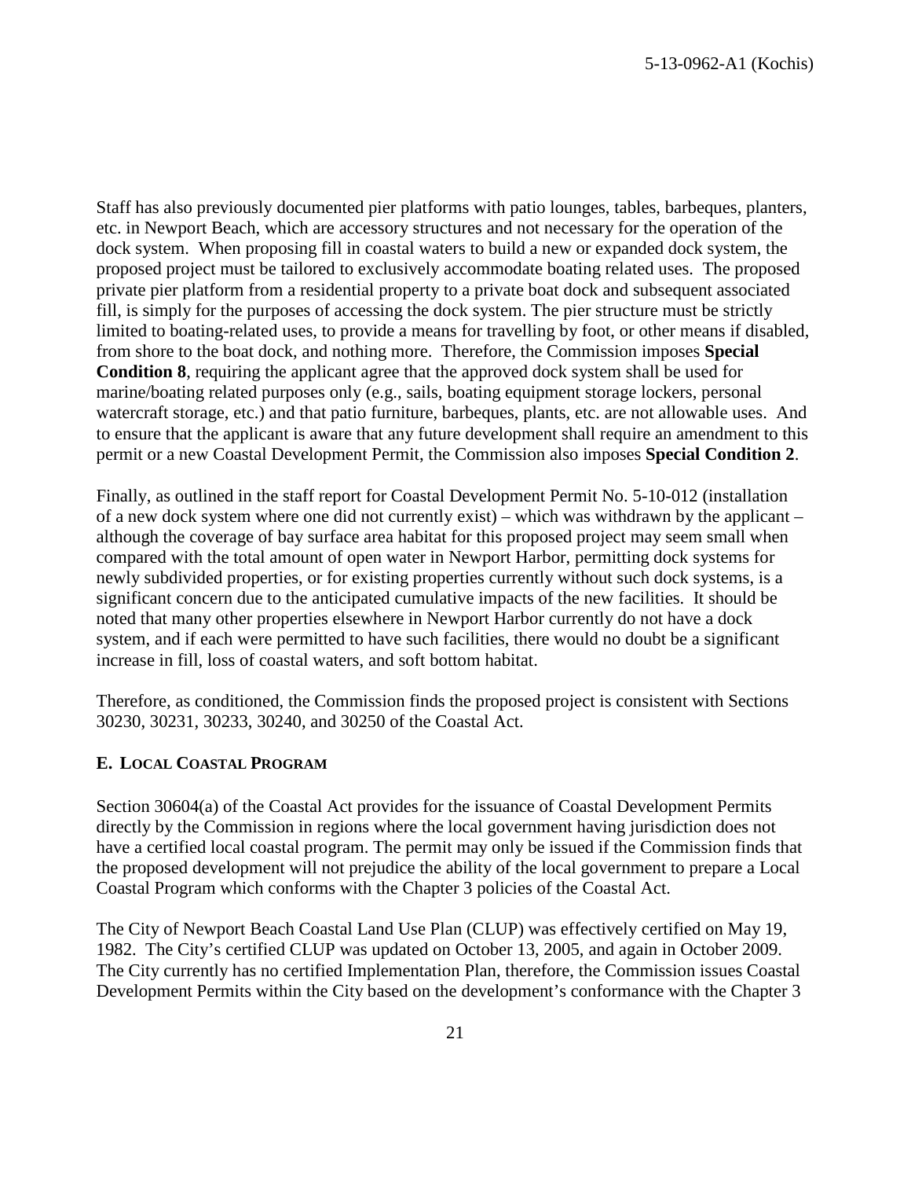Staff has also previously documented pier platforms with patio lounges, tables, barbeques, planters, etc. in Newport Beach, which are accessory structures and not necessary for the operation of the dock system. When proposing fill in coastal waters to build a new or expanded dock system, the proposed project must be tailored to exclusively accommodate boating related uses. The proposed private pier platform from a residential property to a private boat dock and subsequent associated fill, is simply for the purposes of accessing the dock system. The pier structure must be strictly limited to boating-related uses, to provide a means for travelling by foot, or other means if disabled, from shore to the boat dock, and nothing more. Therefore, the Commission imposes **Special Condition 8**, requiring the applicant agree that the approved dock system shall be used for marine/boating related purposes only (e.g., sails, boating equipment storage lockers, personal watercraft storage, etc.) and that patio furniture, barbeques, plants, etc. are not allowable uses. And to ensure that the applicant is aware that any future development shall require an amendment to this permit or a new Coastal Development Permit, the Commission also imposes **Special Condition 2**.

Finally, as outlined in the staff report for Coastal Development Permit No. 5-10-012 (installation of a new dock system where one did not currently exist) – which was withdrawn by the applicant – although the coverage of bay surface area habitat for this proposed project may seem small when compared with the total amount of open water in Newport Harbor, permitting dock systems for newly subdivided properties, or for existing properties currently without such dock systems, is a significant concern due to the anticipated cumulative impacts of the new facilities. It should be noted that many other properties elsewhere in Newport Harbor currently do not have a dock system, and if each were permitted to have such facilities, there would no doubt be a significant increase in fill, loss of coastal waters, and soft bottom habitat.

Therefore, as conditioned, the Commission finds the proposed project is consistent with Sections 30230, 30231, 30233, 30240, and 30250 of the Coastal Act.

### E. LOCAL COASTAL PROGRAM

Section 30604(a) of the Coastal Act provides for the issuance of Coastal Development Permits directly by the Commission in regions where the local government having jurisdiction does not have a certified local coastal program. The permit may only be issued if the Commission finds that the proposed development will not prejudice the ability of the local government to prepare a Local Coastal Program which conforms with the Chapter 3 policies of the Coastal Act.

The City of Newport Beach Coastal Land Use Plan (CLUP) was effectively certified on May 19, 1982. The City's certified CLUP was updated on October 13, 2005, and again in October 2009. The City currently has no certified Implementation Plan, therefore, the Commission issues Coastal Development Permits within the City based on the development's conformance with the Chapter 3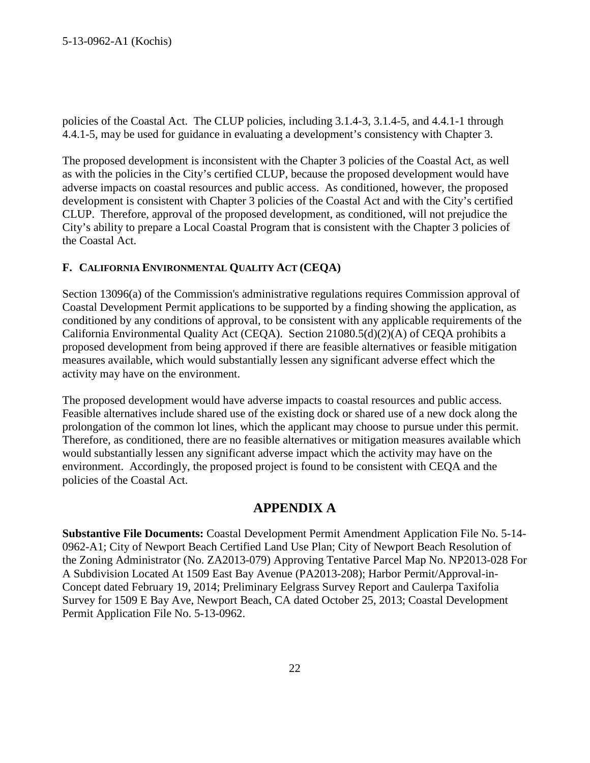policies of the Coastal Act. The CLUP policies, including 3.1.4-3, 3.1.4-5, and 4.4.1-1 through 4.4.1-5, may be used for guidance in evaluating a development's consistency with Chapter 3.

The proposed development is inconsistent with the Chapter 3 policies of the Coastal Act, as well as with the policies in the City's certified CLUP, because the proposed development would have adverse impacts on coastal resources and public access. As conditioned, however, the proposed development is consistent with Chapter 3 policies of the Coastal Act and with the City's certified CLUP. Therefore, approval of the proposed development, as conditioned, will not prejudice the City's ability to prepare a Local Coastal Program that is consistent with the Chapter 3 policies of the Coastal Act.

### F. CALIFORNIA ENVIRONMENTAL QUALITY ACT (CEQA)

Section 13096(a) of the Commission's administrative regulations requires Commission approval of Coastal Development Permit applications to be supported by a finding showing the application, as conditioned by any conditions of approval, to be consistent with any applicable requirements of the California Environmental Quality Act (CEQA). Section 21080.5(d)(2)(A) of CEQA prohibits a proposed development from being approved if there are feasible alternatives or feasible mitigation measures available, which would substantially lessen any significant adverse effect which the activity may have on the environment.

The proposed development would have adverse impacts to coastal resources and public access. Feasible alternatives include shared use of the existing dock or shared use of a new dock along the prolongation of the common lot lines, which the applicant may choose to pursue under this permit. Therefore, as conditioned, there are no feasible alternatives or mitigation measures available which would substantially lessen any significant adverse impact which the activity may have on the environment. Accordingly, the proposed project is found to be consistent with CEQA and the policies of the Coastal Act.

## APPENDIX A

**Substantive File Documents:** Coastal Development Permit Amendment Application File No. 5-14-0962-A1; City of Newport Beach Certified Land Use Plan; City of Newport Beach Resolution of the Zoning Administrator (No. ZA2013-079) Approving Tentative Parcel Map No. NP2013-028 For A Subdivision Located At 1509 East Bay Avenue (PA2013-208); Harbor Permit/Approval-in-Concept dated February 19, 2014; Preliminary Eelgrass Survey Report and Caulerpa Taxifolia Survey for 1509 E Bay Ave, Newport Beach, CA dated October 25, 2013; Coastal Development Permit Application File No. 5-13-0962.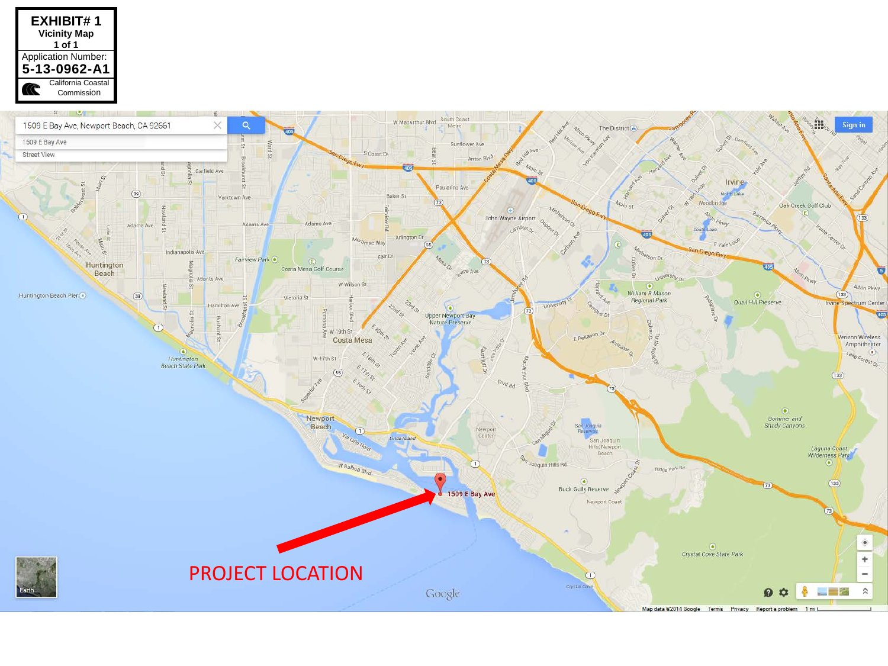**EXHIBIT# 1**
**Vicinity Map**
**1 of 1**

Application Number:
**5-13-0962-A1**

California Coastal Commission

1509 E Bay Ave, Newport Beach, CA 92661

PROJECT LOCATION

1509 E Bay Ave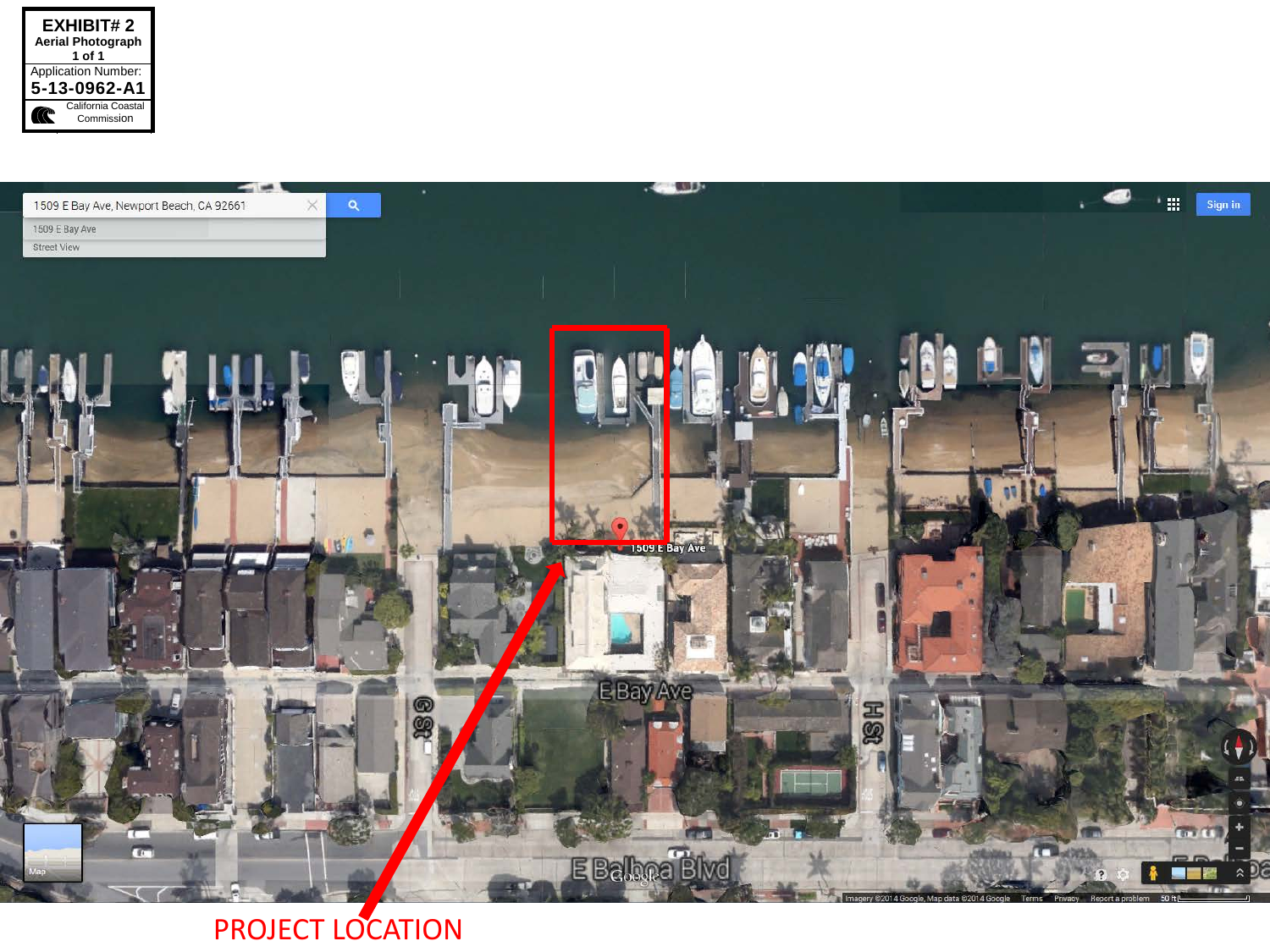**EXHIBIT# 2**
**Aerial Photograph**
**1 of 1**

Application Number:
**5-13-0962-A1**

California Coastal Commission

PROJECT LOCATION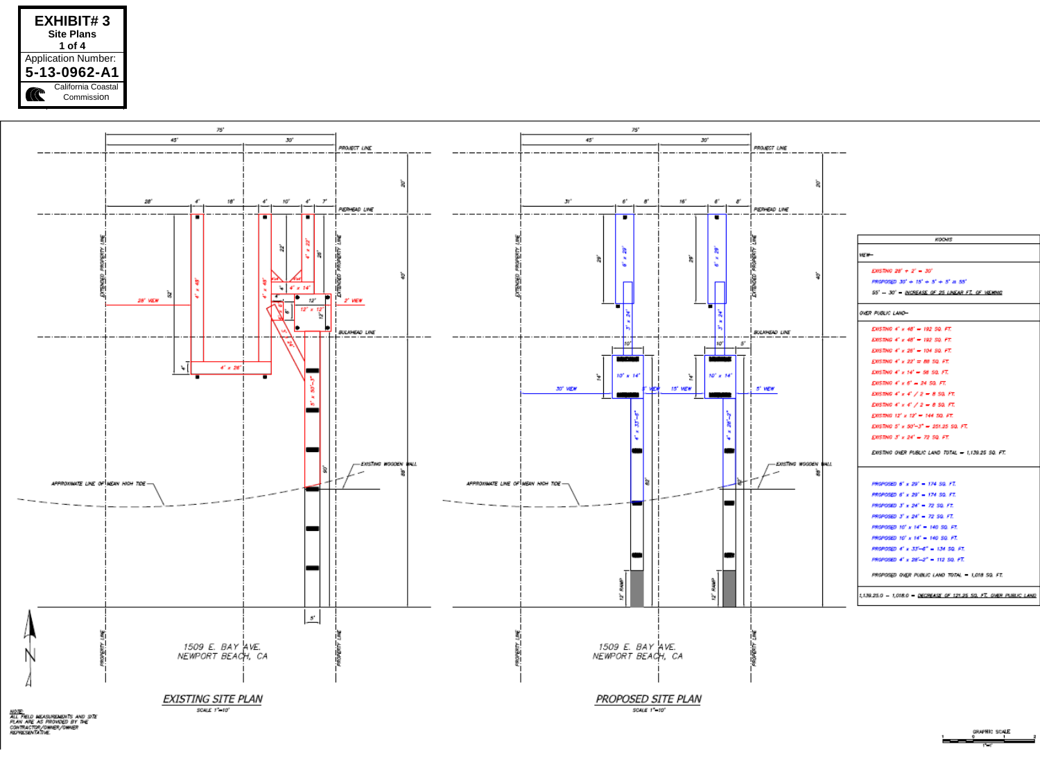**EXHIBIT# 3**
**Site Plans**
**1 of 4**
Application Number:
**5-13-0962-A1**
California Coastal Commission

75'

45' 30'

PROJECT LINE

PIERHEAD LINE

BULKHEAD LINE

EXTENDED PROPERTY LINE

28' VIEW

2' VIEW

EXISTING WOODEN WALL

APPROXIMATE LINE OF MEAN HIGH TIDE

1509 E. BAY AVE.
NEWPORT BEACH, CA

PROPERTY LINE

## EXISTING SITE PLAN

SCALE 1"=10'

30' VIEW

5' VIEW

15' VIEW

5' VIEW

12' RAMP

## PROPOSED SITE PLAN

SCALE 1"=10'

NOTE:
ALL FIELD MEASUREMENTS AND SITE PLAN ARE AS PROVIDED BY THE CONTRACTOR/OWNER/OWNER REPRESENTATIVE.

| KOCHIS |
|---|
| VIEW– |
| EXISTING 28' + 2' = 30' |
| PROPOSED 30' + 15' + 5' + 5' = 55' |
| 55' – 30' = INCREASE OF 25 LINEAR FT. OF VIEWING |
| OVER PUBLIC LAND– |
| EXISTING 4' x 48' = 192 SQ. FT. |
| EXISTING 4' x 48' = 192 SQ. FT. |
| EXISTING 4' x 26' = 104 SQ. FT. |
| EXISTING 4' x 22' = 88 SQ. FT. |
| EXISTING 4' x 14' = 56 SQ. FT. |
| EXISTING 4' x 6' = 24 SQ. FT. |
| EXISTING 4' x 4' / 2 = 8 SQ. FT. |
| EXISTING 4' x 4' / 2 = 8 SQ. FT. |
| EXISTING 12' x 12' = 144 SQ. FT. |
| EXISTING 5' x 50'–3" = 251.25 SQ. FT. |
| EXISTING 3' x 24' = 72 SQ. FT. |
| EXISTING OVER PUBLIC LAND TOTAL = 1,139.25 SQ. FT. |
| PROPOSED 6' x 29' = 174 SQ. FT. |
| PROPOSED 6' x 29' = 174 SQ. FT. |
| PROPOSED 3' x 24' = 72 SQ. FT. |
| PROPOSED 3' x 24' = 72 SQ. FT. |
| PROPOSED 10' x 14' = 140 SQ. FT. |
| PROPOSED 10' x 14' = 140 SQ. FT. |
| PROPOSED 4' x 33'–6" = 134 SQ. FT. |
| PROPOSED 4' x 28'–2" = 112 SQ. FT. |
| PROPOSED OVER PUBLIC LAND TOTAL = 1,018 SQ. FT. |
| 1,139.25.0 – 1,018.0 = DECREASE OF 121.25 SQ. FT. OVER PUBLIC LAND |

GRAPHIC SCALE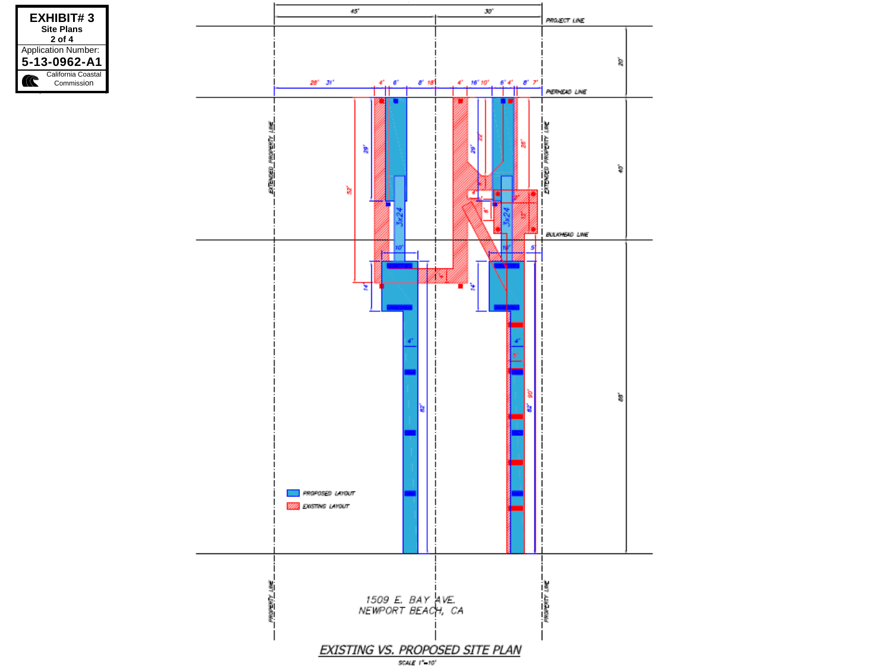**EXHIBIT# 3**
**Site Plans**
**2 of 4**
Application Number:
**5-13-0962-A1**
California Coastal Commission

45'
30'

PROJECT LINE

20'

28' 31'  4' 6'  8' 18'  4' 16' 10'  6' 4'  8' 7'

PIERHEAD LINE

EXTENDED PROPERTY LINE

EXTENDED PROPERTY LINE

40'

29'
52'
3x24
29'
32'
26'
3x24
6'
10'
10'
5'

BULKHEAD LINE

14'
14'
4'
4'
5'
82'
82' 90'
88'

PROPOSED LAYOUT
EXISTING LAYOUT

PROPERTY LINE
PROPERTY LINE

1509 E. BAY AVE.
NEWPORT BEACH, CA

## EXISTING VS. PROPOSED SITE PLAN

SCALE 1"=10'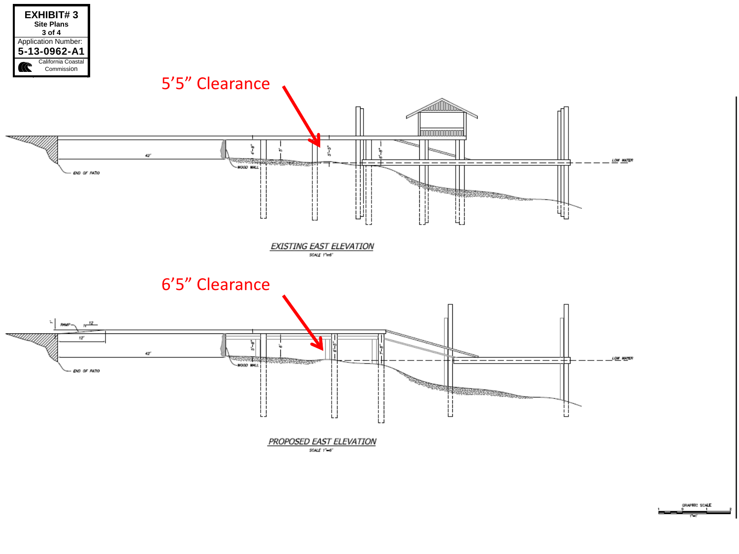**EXHIBIT# 3**
**Site Plans**
**3 of 4**

Application Number:
**5-13-0962-A1**

California Coastal Commission

5'5" Clearance

42'

END OF PATIO

WOOD WALL

4'-8"

5'

5'-5"

6'-8"

LOW WATER

EXISTING EAST ELEVATION

SCALE 1"=6'

6'5" Clearance

1"

RAMP

1/12

12'

42'

END OF PATIO

WOOD WALL

5'-8"

6'

6'-5"

7'-8"

LOW WATER

PROPOSED EAST ELEVATION

SCALE 1"=6'

GRAPHIC SCALE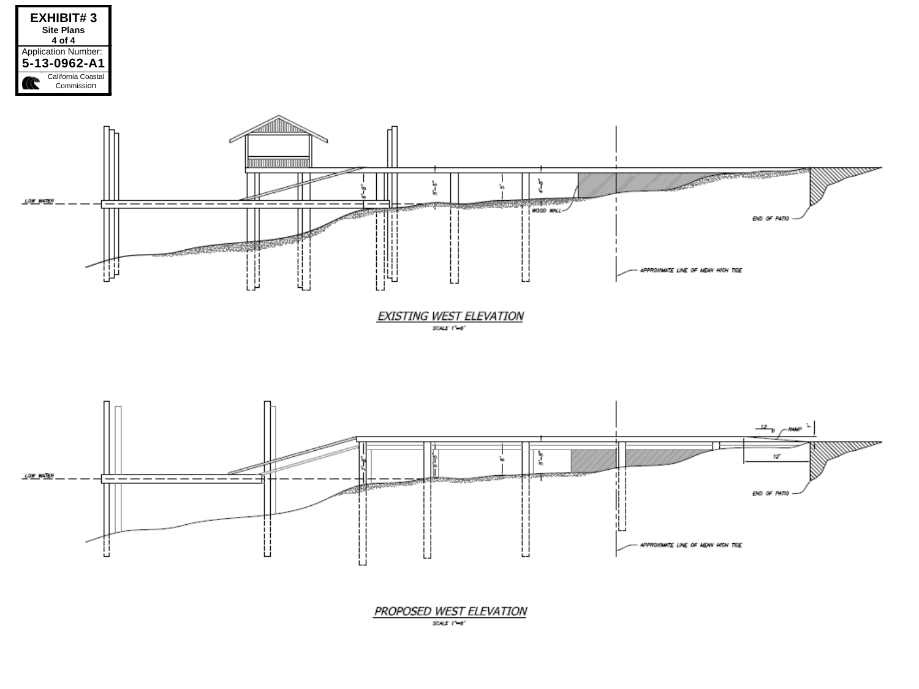**EXHIBIT# 3**
**Site Plans**
**4 of 4**
Application Number:
**5-13-0962-A1**
California Coastal Commission

LOW WATER

6'-8"

5'-5"

5'

4'-8"

WOOD WALL

END OF PATIO

APPROXIMATE LINE OF MEAN HIGH TIDE

## EXISTING WEST ELEVATION

SCALE 1"=6'

12

1

RAMP

1'

12'

LOW WATER

7'-8"

6'-3"

6'

5'-3"

END OF PATIO

APPROXIMATE LINE OF MEAN HIGH TIDE

## PROPOSED WEST ELEVATION

SCALE 1"=6'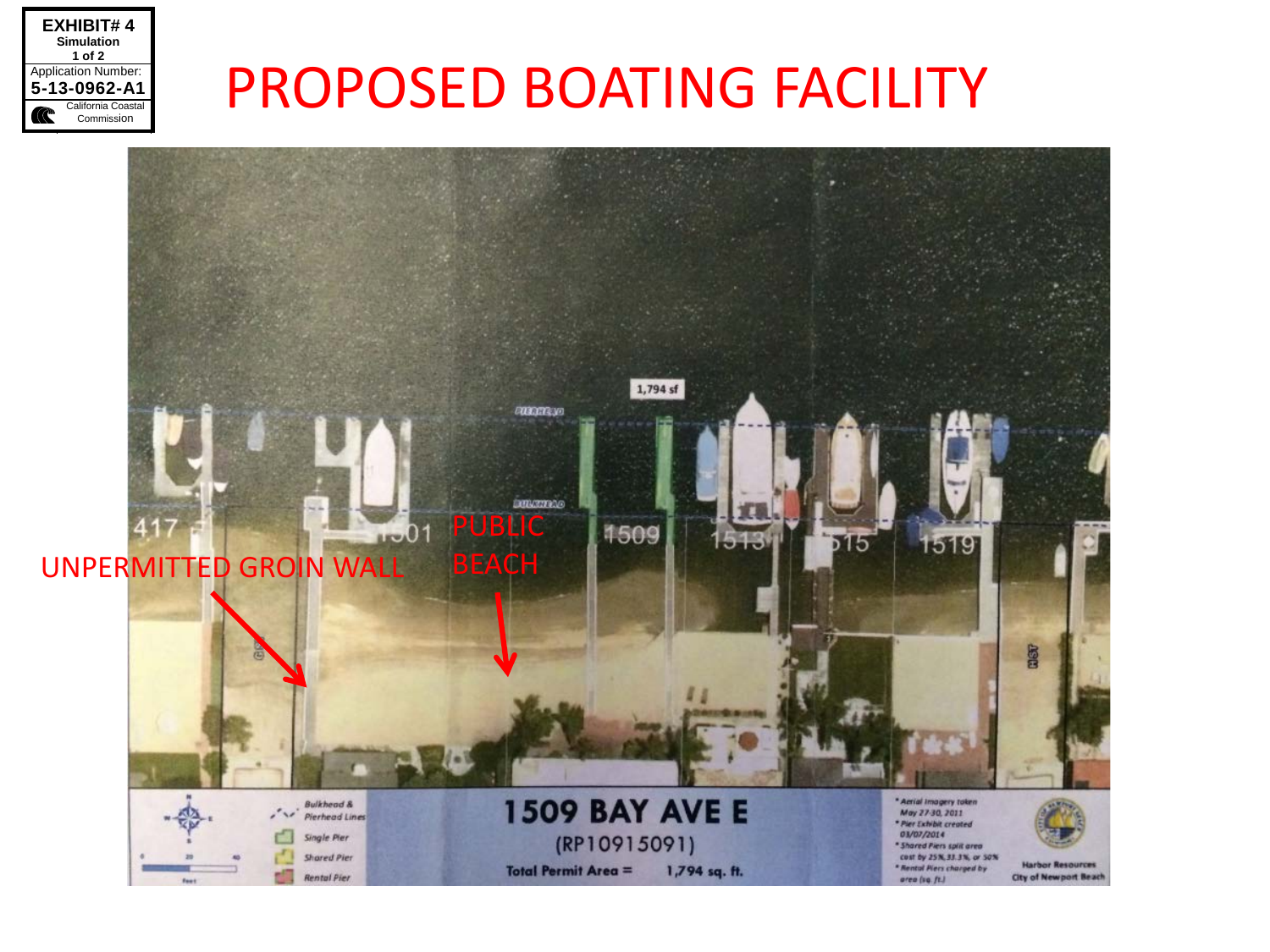EXHIBIT# 4
Simulation
1 of 2
Application Number:
5-13-0962-A1
California Coastal Commission

# PROPOSED BOATING FACILITY

UNPERMITTED GROIN WALL

PUBLIC BEACH

1,794 sf

PIERHEAD

BULKHEAD

417 1501 1509 1513 1515 1519

Bulkhead & Pierhead Lines

Single Pier

Shared Pier

Rental Pier

## 1509 BAY AVE E

(RP10915091)

Total Permit Area = 1,794 sq. ft.

* Aerial imagery taken May 27-30, 2011
* Pier Exhibit created 03/07/2014
* Shared Piers split area cost by 25%, 33.3%, or 50%
* Rental Piers charged by area (sq. ft.)

Harbor Resources
City of Newport Beach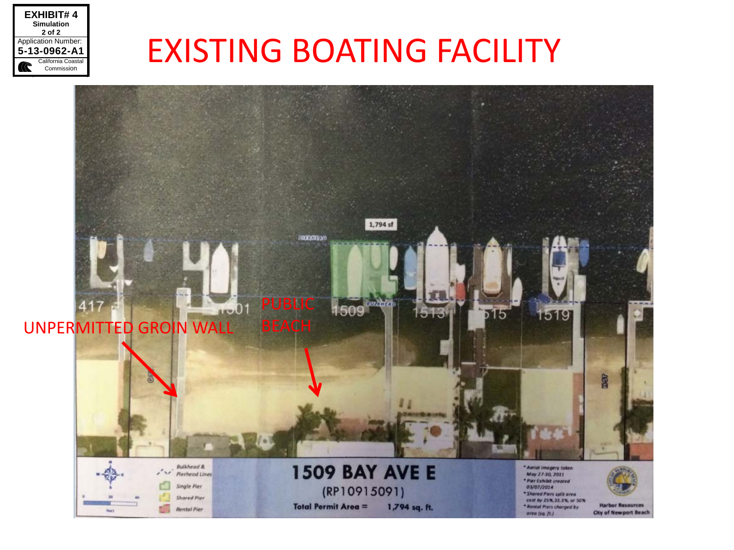EXHIBIT# 4
Simulation
2 of 2
Application Number:
**5-13-0962-A1**
California Coastal Commission

# EXISTING BOATING FACILITY

UNPERMITTED GROIN WALL

PUBLIC BEACH

PIERHEAD

BULKHEAD

1,794 sf

417

1501

1509

1513

1515

1519

## 1509 BAY AVE E

(RP10915091)

Total Permit Area = 1,794 sq. ft.

- Bulkhead & Pierhead Lines
- Single Pier
- Shared Pier
- Rental Pier

* Aerial imagery taken May 27-30, 2011
* Pier Exhibit created 03/07/2014
* Shared Piers split area cost by 25%, 33.3%, or 50%
* Rental Piers charged by area (sq. ft.)

Harbor Resources
City of Newport Beach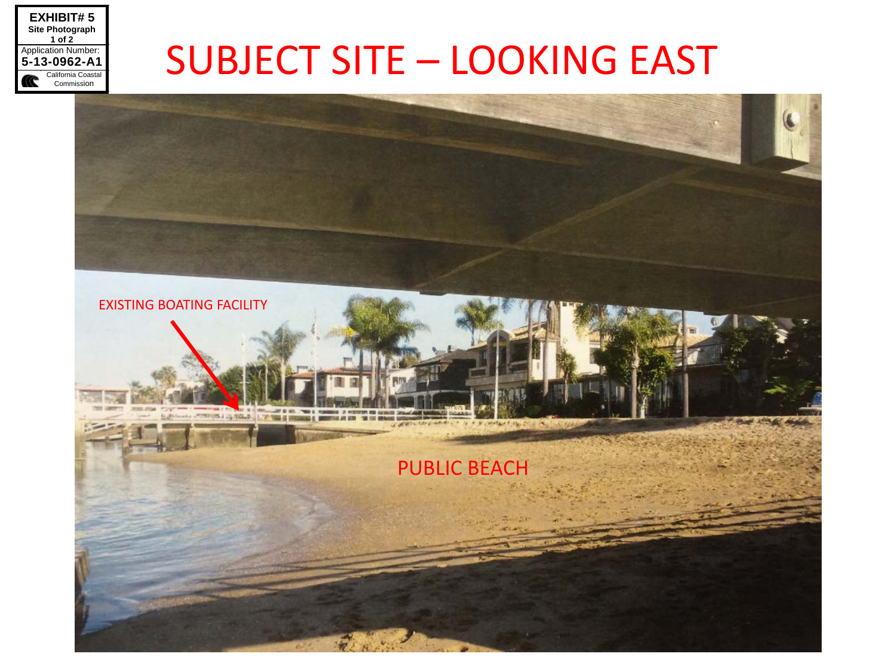**EXHIBIT# 5**
**Site Photograph**
**1 of 2**
Application Number:
**5-13-0962-A1**
California Coastal Commission

# SUBJECT SITE – LOOKING EAST

EXISTING BOATING FACILITY

PUBLIC BEACH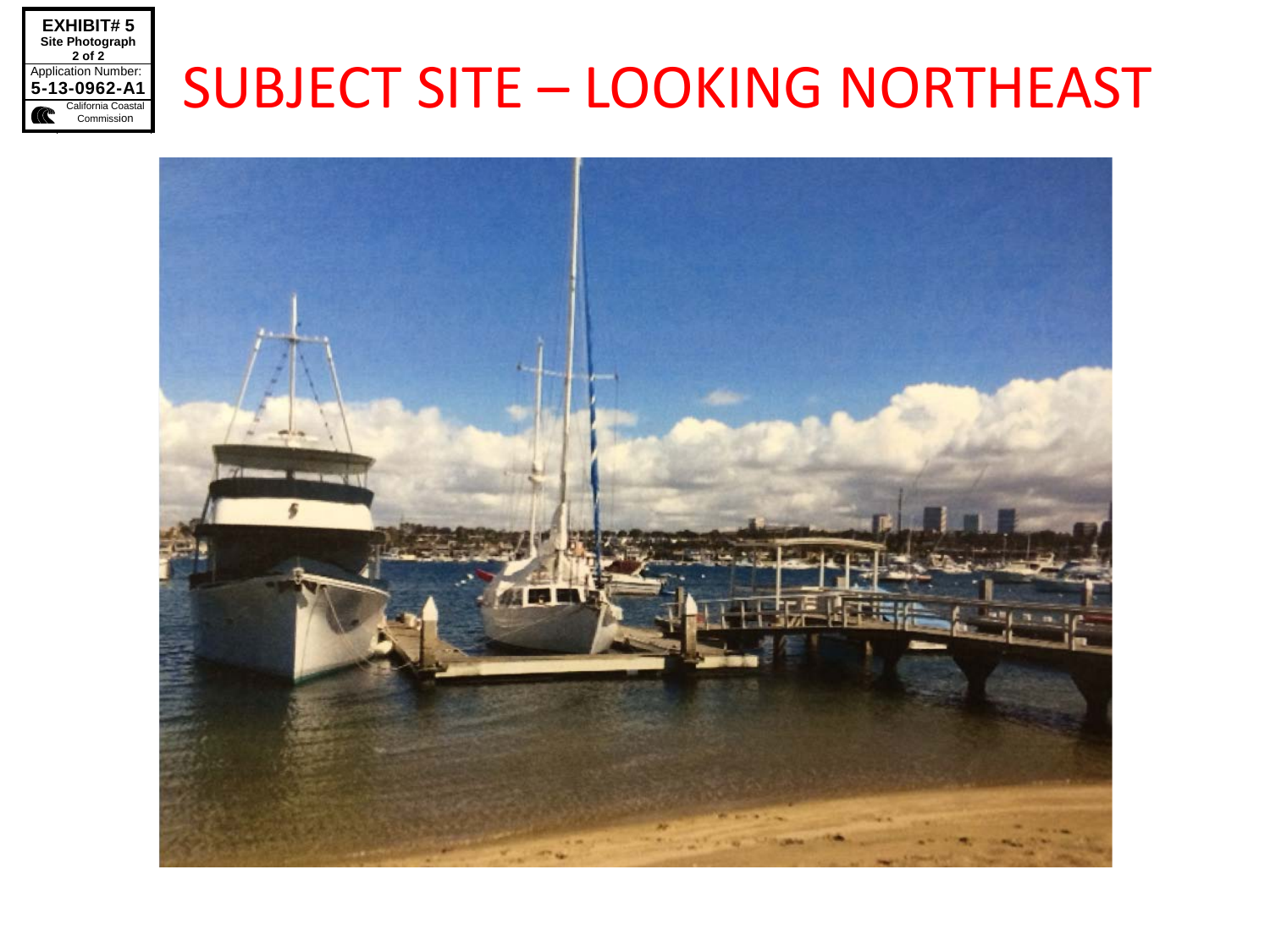**EXHIBIT# 5**
**Site Photograph**
**2 of 2**
Application Number:
**5-13-0962-A1**
California Coastal Commission

# SUBJECT SITE – LOOKING NORTHEAST